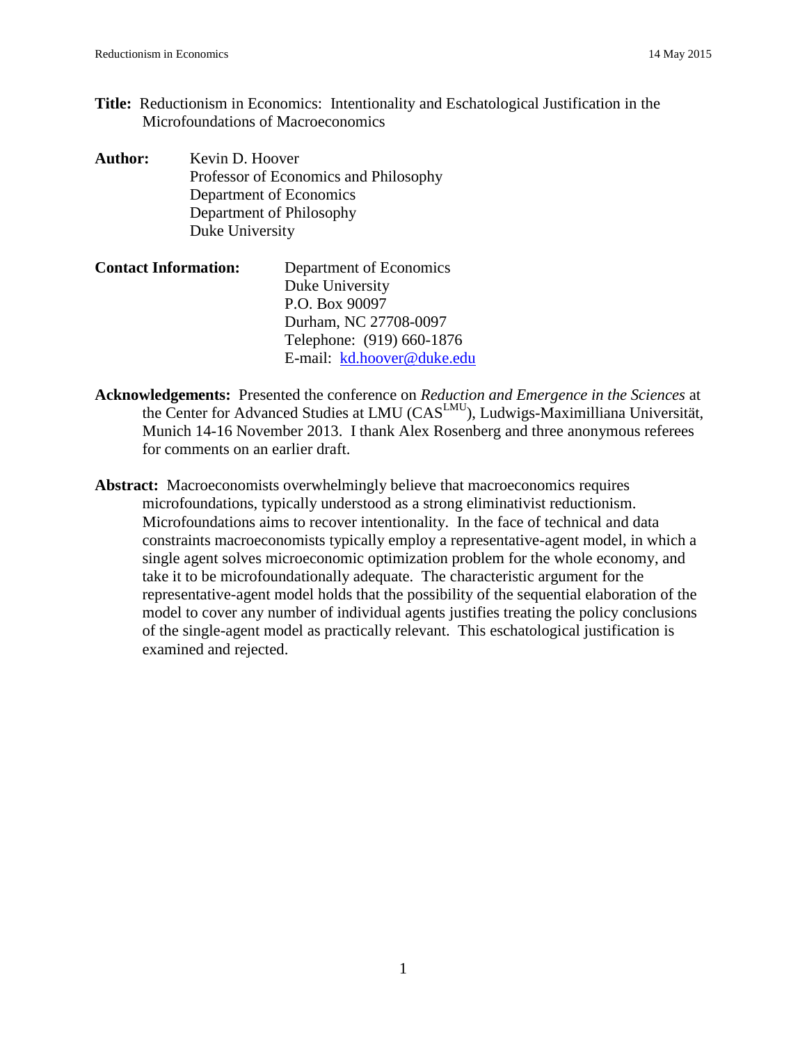**Title:** Reductionism in Economics: Intentionality and Eschatological Justification in the Microfoundations of Macroeconomics

**Author:** Kevin D. Hoover
Professor of Economics and Philosophy
Department of Economics
Department of Philosophy
Duke University

**Contact Information:** Department of Economics
Duke University
P.O. Box 90097
Durham, NC 27708-0097
Telephone: (919) 660-1876
E-mail: kd.hoover@duke.edu

**Acknowledgements:** Presented the conference on *Reduction and Emergence in the Sciences* at the Center for Advanced Studies at LMU (CAS[LMU]), Ludwigs-Maximilliana Universität, Munich 14-16 November 2013. I thank Alex Rosenberg and three anonymous referees for comments on an earlier draft.

**Abstract:** Macroeconomists overwhelmingly believe that macroeconomics requires microfoundations, typically understood as a strong eliminativist reductionism. Microfoundations aims to recover intentionality. In the face of technical and data constraints macroeconomists typically employ a representative-agent model, in which a single agent solves microeconomic optimization problem for the whole economy, and take it to be microfoundationally adequate. The characteristic argument for the representative-agent model holds that the possibility of the sequential elaboration of the model to cover any number of individual agents justifies treating the policy conclusions of the single-agent model as practically relevant. This eschatological justification is examined and rejected.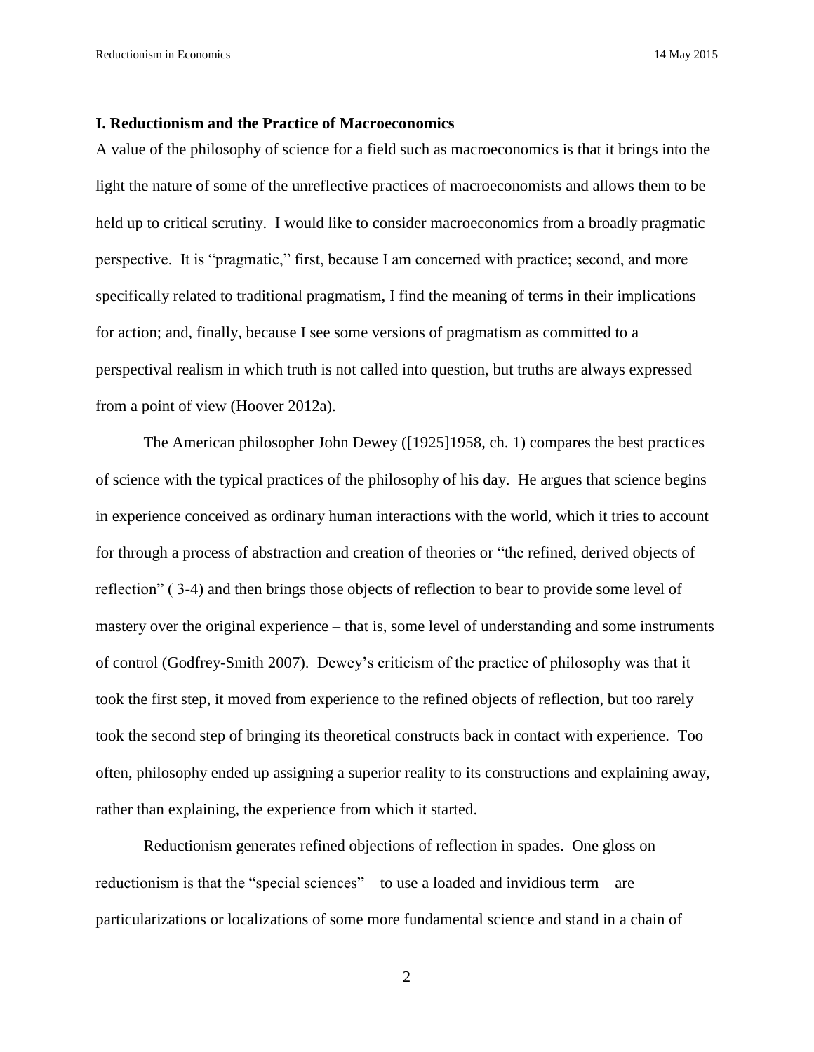## I. Reductionism and the Practice of Macroeconomics

A value of the philosophy of science for a field such as macroeconomics is that it brings into the light the nature of some of the unreflective practices of macroeconomists and allows them to be held up to critical scrutiny. I would like to consider macroeconomics from a broadly pragmatic perspective. It is "pragmatic," first, because I am concerned with practice; second, and more specifically related to traditional pragmatism, I find the meaning of terms in their implications for action; and, finally, because I see some versions of pragmatism as committed to a perspectival realism in which truth is not called into question, but truths are always expressed from a point of view (Hoover 2012a).

The American philosopher John Dewey ([1925]1958, ch. 1) compares the best practices of science with the typical practices of the philosophy of his day. He argues that science begins in experience conceived as ordinary human interactions with the world, which it tries to account for through a process of abstraction and creation of theories or "the refined, derived objects of reflection" ( 3-4) and then brings those objects of reflection to bear to provide some level of mastery over the original experience – that is, some level of understanding and some instruments of control (Godfrey-Smith 2007). Dewey's criticism of the practice of philosophy was that it took the first step, it moved from experience to the refined objects of reflection, but too rarely took the second step of bringing its theoretical constructs back in contact with experience. Too often, philosophy ended up assigning a superior reality to its constructions and explaining away, rather than explaining, the experience from which it started.

Reductionism generates refined objections of reflection in spades. One gloss on reductionism is that the "special sciences" – to use a loaded and invidious term – are particularizations or localizations of some more fundamental science and stand in a chain of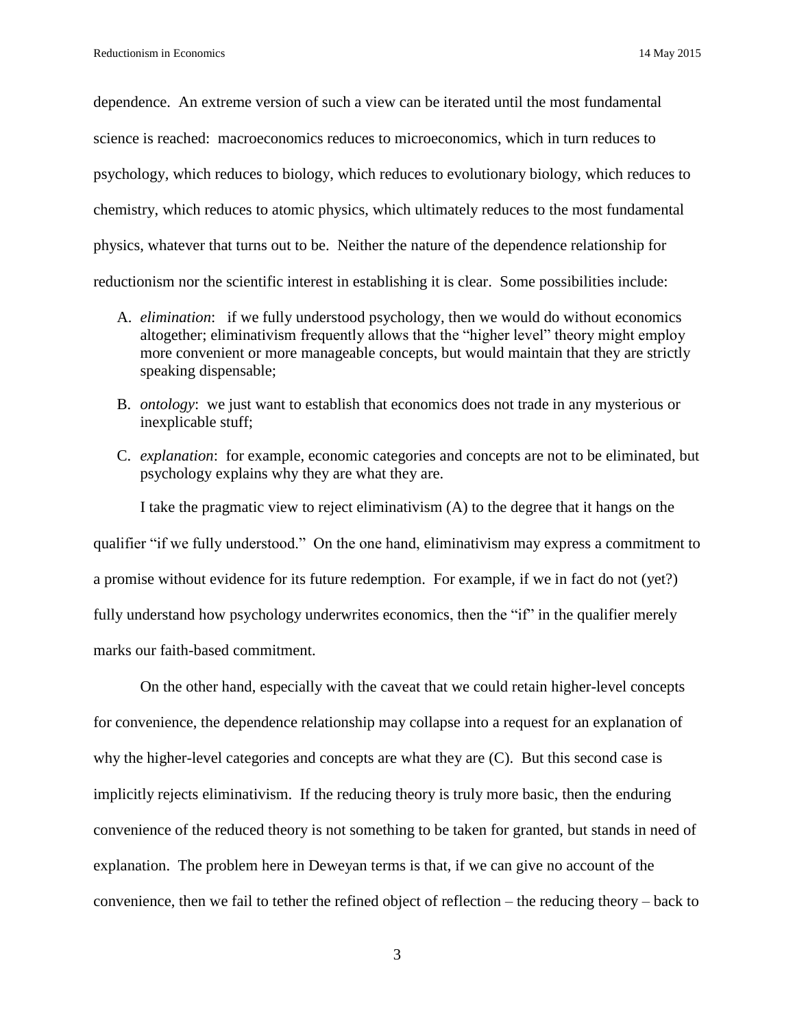dependence. An extreme version of such a view can be iterated until the most fundamental science is reached: macroeconomics reduces to microeconomics, which in turn reduces to psychology, which reduces to biology, which reduces to evolutionary biology, which reduces to chemistry, which reduces to atomic physics, which ultimately reduces to the most fundamental physics, whatever that turns out to be. Neither the nature of the dependence relationship for reductionism nor the scientific interest in establishing it is clear. Some possibilities include:

A. *elimination*: if we fully understood psychology, then we would do without economics altogether; eliminativism frequently allows that the "higher level" theory might employ more convenient or more manageable concepts, but would maintain that they are strictly speaking dispensable;

B. *ontology*: we just want to establish that economics does not trade in any mysterious or inexplicable stuff;

C. *explanation*: for example, economic categories and concepts are not to be eliminated, but psychology explains why they are what they are.

I take the pragmatic view to reject eliminativism (A) to the degree that it hangs on the qualifier "if we fully understood." On the one hand, eliminativism may express a commitment to a promise without evidence for its future redemption. For example, if we in fact do not (yet?) fully understand how psychology underwrites economics, then the "if" in the qualifier merely marks our faith-based commitment.

On the other hand, especially with the caveat that we could retain higher-level concepts for convenience, the dependence relationship may collapse into a request for an explanation of why the higher-level categories and concepts are what they are (C). But this second case is implicitly rejects eliminativism. If the reducing theory is truly more basic, then the enduring convenience of the reduced theory is not something to be taken for granted, but stands in need of explanation. The problem here in Deweyan terms is that, if we can give no account of the convenience, then we fail to tether the refined object of reflection – the reducing theory – back to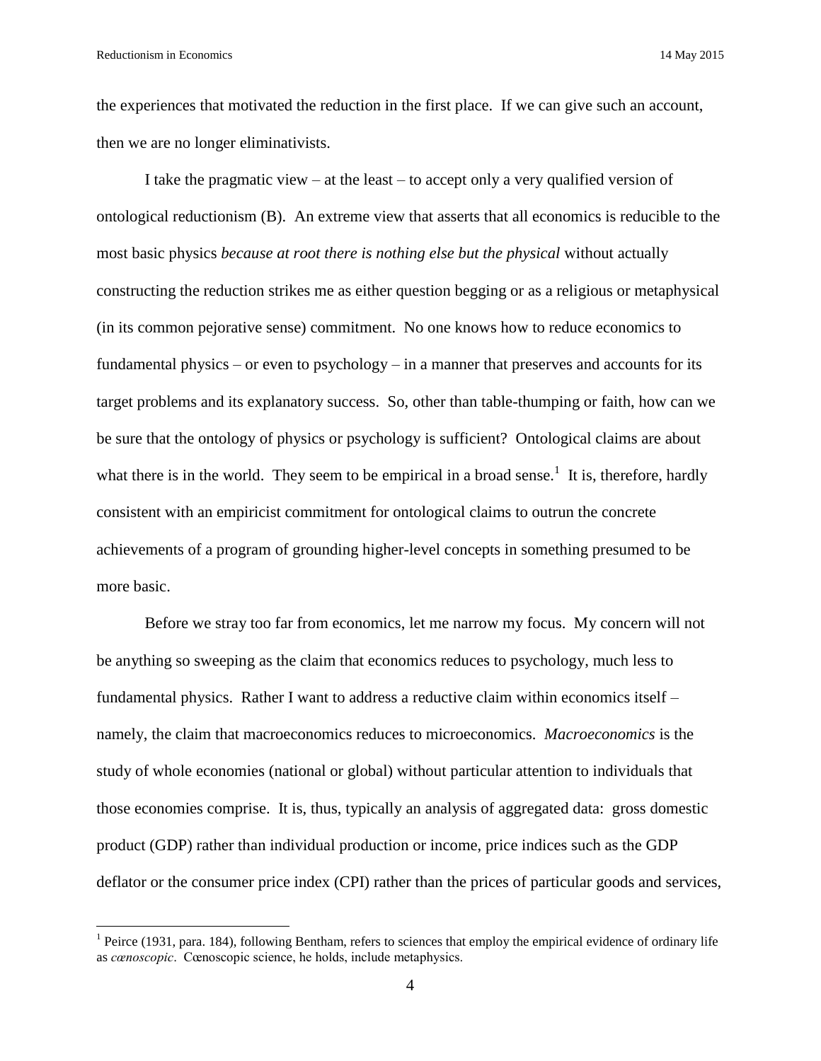the experiences that motivated the reduction in the first place. If we can give such an account, then we are no longer eliminativists.

I take the pragmatic view – at the least – to accept only a very qualified version of ontological reductionism (B). An extreme view that asserts that all economics is reducible to the most basic physics *because at root there is nothing else but the physical* without actually constructing the reduction strikes me as either question begging or as a religious or metaphysical (in its common pejorative sense) commitment. No one knows how to reduce economics to fundamental physics – or even to psychology – in a manner that preserves and accounts for its target problems and its explanatory success. So, other than table-thumping or faith, how can we be sure that the ontology of physics or psychology is sufficient? Ontological claims are about what there is in the world. They seem to be empirical in a broad sense.[1] It is, therefore, hardly consistent with an empiricist commitment for ontological claims to outrun the concrete achievements of a program of grounding higher-level concepts in something presumed to be more basic.

Before we stray too far from economics, let me narrow my focus. My concern will not be anything so sweeping as the claim that economics reduces to psychology, much less to fundamental physics. Rather I want to address a reductive claim within economics itself – namely, the claim that macroeconomics reduces to microeconomics. *Macroeconomics* is the study of whole economies (national or global) without particular attention to individuals that those economies comprise. It is, thus, typically an analysis of aggregated data: gross domestic product (GDP) rather than individual production or income, price indices such as the GDP deflator or the consumer price index (CPI) rather than the prices of particular goods and services,

[1] Peirce (1931, para. 184), following Bentham, refers to sciences that employ the empirical evidence of ordinary life as *cœnoscopic*. Cœnoscopic science, he holds, include metaphysics.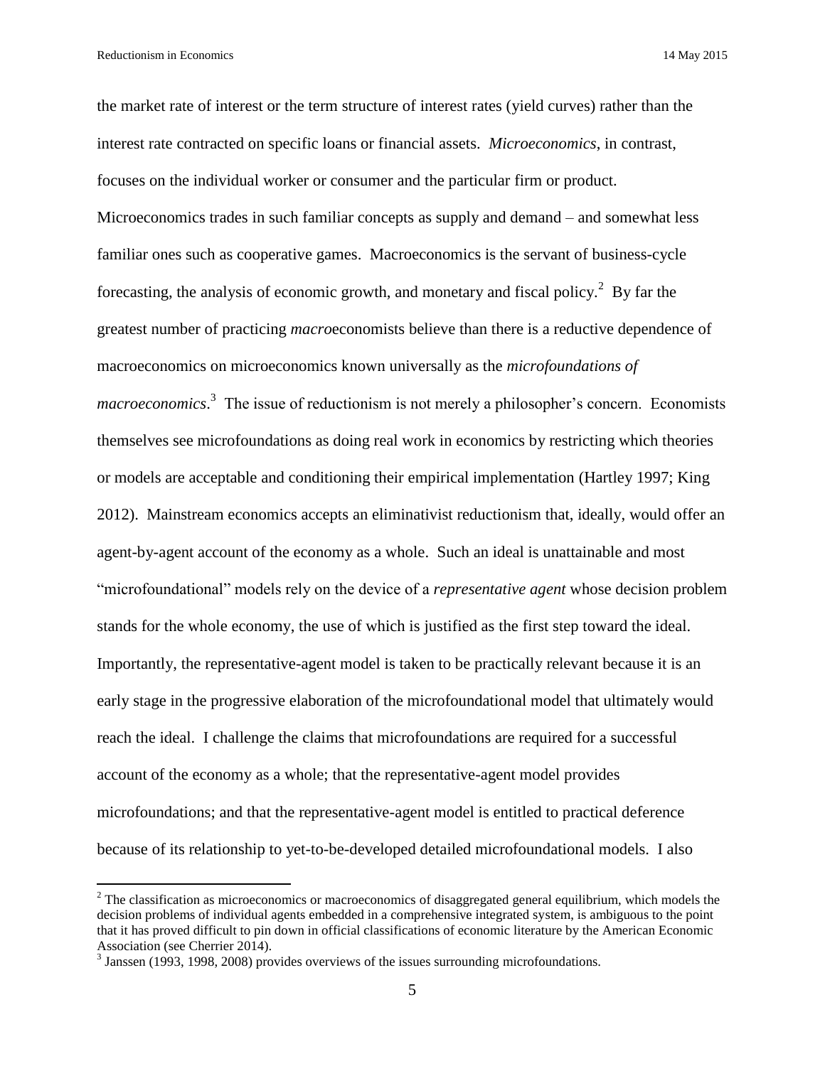the market rate of interest or the term structure of interest rates (yield curves) rather than the interest rate contracted on specific loans or financial assets. *Microeconomics*, in contrast, focuses on the individual worker or consumer and the particular firm or product. Microeconomics trades in such familiar concepts as supply and demand – and somewhat less familiar ones such as cooperative games. Macroeconomics is the servant of business-cycle forecasting, the analysis of economic growth, and monetary and fiscal policy.[2] By far the greatest number of practicing *macro*economists believe than there is a reductive dependence of macroeconomics on microeconomics known universally as the *microfoundations of macroeconomics*.[3] The issue of reductionism is not merely a philosopher's concern. Economists themselves see microfoundations as doing real work in economics by restricting which theories or models are acceptable and conditioning their empirical implementation (Hartley 1997; King 2012). Mainstream economics accepts an eliminativist reductionism that, ideally, would offer an agent-by-agent account of the economy as a whole. Such an ideal is unattainable and most "microfoundational" models rely on the device of a *representative agent* whose decision problem stands for the whole economy, the use of which is justified as the first step toward the ideal. Importantly, the representative-agent model is taken to be practically relevant because it is an early stage in the progressive elaboration of the microfoundational model that ultimately would reach the ideal. I challenge the claims that microfoundations are required for a successful account of the economy as a whole; that the representative-agent model provides microfoundations; and that the representative-agent model is entitled to practical deference because of its relationship to yet-to-be-developed detailed microfoundational models. I also

---

[2] The classification as microeconomics or macroeconomics of disaggregated general equilibrium, which models the decision problems of individual agents embedded in a comprehensive integrated system, is ambiguous to the point that it has proved difficult to pin down in official classifications of economic literature by the American Economic Association (see Cherrier 2014).

[3] Janssen (1993, 1998, 2008) provides overviews of the issues surrounding microfoundations.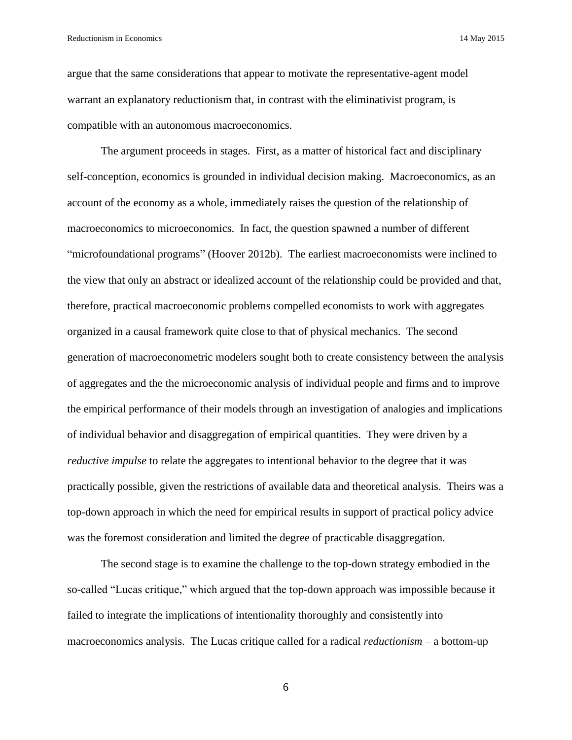argue that the same considerations that appear to motivate the representative-agent model warrant an explanatory reductionism that, in contrast with the eliminativist program, is compatible with an autonomous macroeconomics.

The argument proceeds in stages. First, as a matter of historical fact and disciplinary self-conception, economics is grounded in individual decision making. Macroeconomics, as an account of the economy as a whole, immediately raises the question of the relationship of macroeconomics to microeconomics. In fact, the question spawned a number of different "microfoundational programs" (Hoover 2012b). The earliest macroeconomists were inclined to the view that only an abstract or idealized account of the relationship could be provided and that, therefore, practical macroeconomic problems compelled economists to work with aggregates organized in a causal framework quite close to that of physical mechanics. The second generation of macroeconometric modelers sought both to create consistency between the analysis of aggregates and the the microeconomic analysis of individual people and firms and to improve the empirical performance of their models through an investigation of analogies and implications of individual behavior and disaggregation of empirical quantities. They were driven by a *reductive impulse* to relate the aggregates to intentional behavior to the degree that it was practically possible, given the restrictions of available data and theoretical analysis. Theirs was a top-down approach in which the need for empirical results in support of practical policy advice was the foremost consideration and limited the degree of practicable disaggregation.

The second stage is to examine the challenge to the top-down strategy embodied in the so-called "Lucas critique," which argued that the top-down approach was impossible because it failed to integrate the implications of intentionality thoroughly and consistently into macroeconomics analysis. The Lucas critique called for a radical *reductionism* – a bottom-up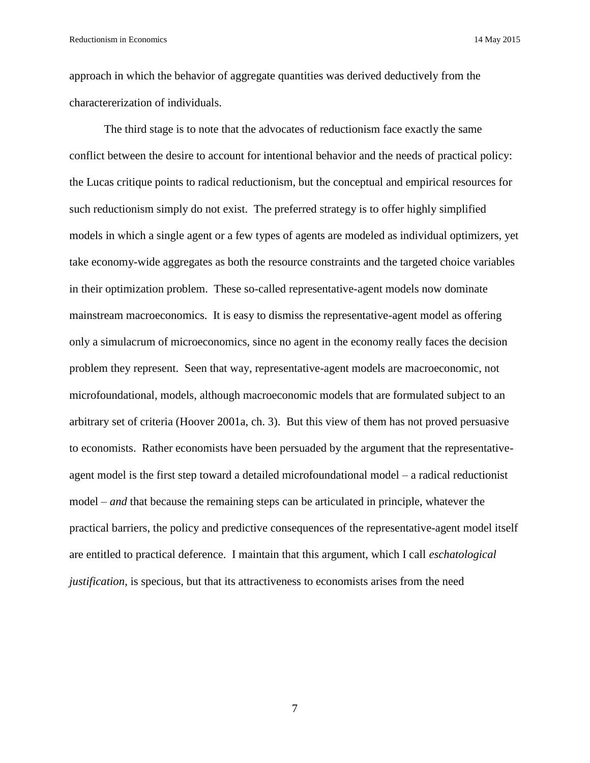approach in which the behavior of aggregate quantities was derived deductively from the charactererization of individuals.

The third stage is to note that the advocates of reductionism face exactly the same conflict between the desire to account for intentional behavior and the needs of practical policy: the Lucas critique points to radical reductionism, but the conceptual and empirical resources for such reductionism simply do not exist. The preferred strategy is to offer highly simplified models in which a single agent or a few types of agents are modeled as individual optimizers, yet take economy-wide aggregates as both the resource constraints and the targeted choice variables in their optimization problem. These so-called representative-agent models now dominate mainstream macroeconomics. It is easy to dismiss the representative-agent model as offering only a simulacrum of microeconomics, since no agent in the economy really faces the decision problem they represent. Seen that way, representative-agent models are macroeconomic, not microfoundational, models, although macroeconomic models that are formulated subject to an arbitrary set of criteria (Hoover 2001a, ch. 3). But this view of them has not proved persuasive to economists. Rather economists have been persuaded by the argument that the representative-agent model is the first step toward a detailed microfoundational model – a radical reductionist model – *and* that because the remaining steps can be articulated in principle, whatever the practical barriers, the policy and predictive consequences of the representative-agent model itself are entitled to practical deference. I maintain that this argument, which I call *eschatological justification*, is specious, but that its attractiveness to economists arises from the need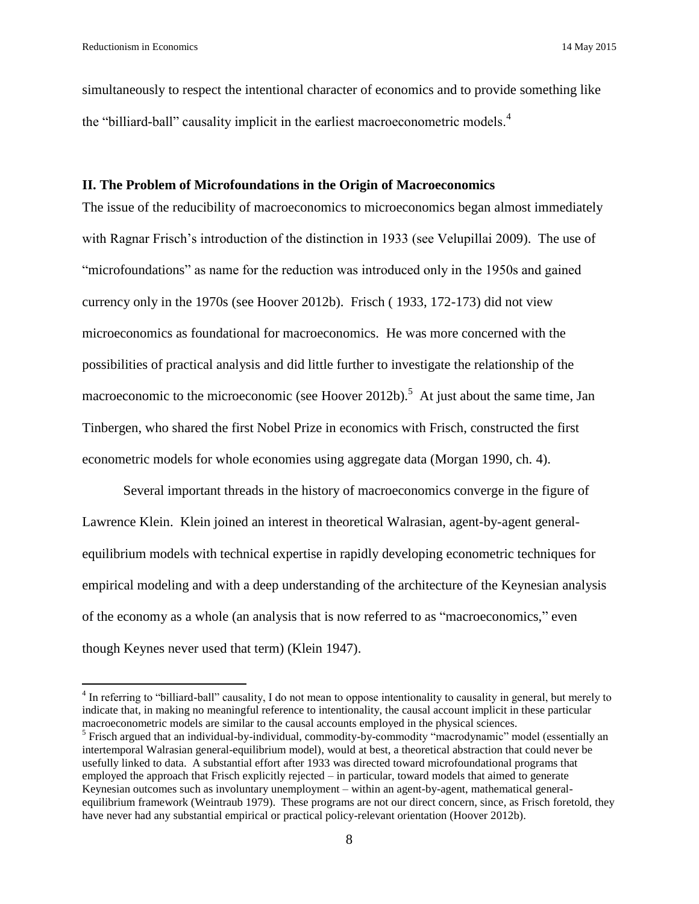simultaneously to respect the intentional character of economics and to provide something like the "billiard-ball" causality implicit in the earliest macroeconometric models.[4]

## II. The Problem of Microfoundations in the Origin of Macroeconomics

The issue of the reducibility of macroeconomics to microeconomics began almost immediately with Ragnar Frisch's introduction of the distinction in 1933 (see Velupillai 2009). The use of "microfoundations" as name for the reduction was introduced only in the 1950s and gained currency only in the 1970s (see Hoover 2012b). Frisch ( 1933, 172-173) did not view microeconomics as foundational for macroeconomics. He was more concerned with the possibilities of practical analysis and did little further to investigate the relationship of the macroeconomic to the microeconomic (see Hoover 2012b).[5] At just about the same time, Jan Tinbergen, who shared the first Nobel Prize in economics with Frisch, constructed the first econometric models for whole economies using aggregate data (Morgan 1990, ch. 4).

Several important threads in the history of macroeconomics converge in the figure of Lawrence Klein. Klein joined an interest in theoretical Walrasian, agent-by-agent general-equilibrium models with technical expertise in rapidly developing econometric techniques for empirical modeling and with a deep understanding of the architecture of the Keynesian analysis of the economy as a whole (an analysis that is now referred to as "macroeconomics," even though Keynes never used that term) (Klein 1947).

---

[4] In referring to "billiard-ball" causality, I do not mean to oppose intentionality to causality in general, but merely to indicate that, in making no meaningful reference to intentionality, the causal account implicit in these particular macroeconometric models are similar to the causal accounts employed in the physical sciences.

[5] Frisch argued that an individual-by-individual, commodity-by-commodity "macrodynamic" model (essentially an intertemporal Walrasian general-equilibrium model), would at best, a theoretical abstraction that could never be usefully linked to data. A substantial effort after 1933 was directed toward microfoundational programs that employed the approach that Frisch explicitly rejected – in particular, toward models that aimed to generate Keynesian outcomes such as involuntary unemployment – within an agent-by-agent, mathematical general-equilibrium framework (Weintraub 1979). These programs are not our direct concern, since, as Frisch foretold, they have never had any substantial empirical or practical policy-relevant orientation (Hoover 2012b).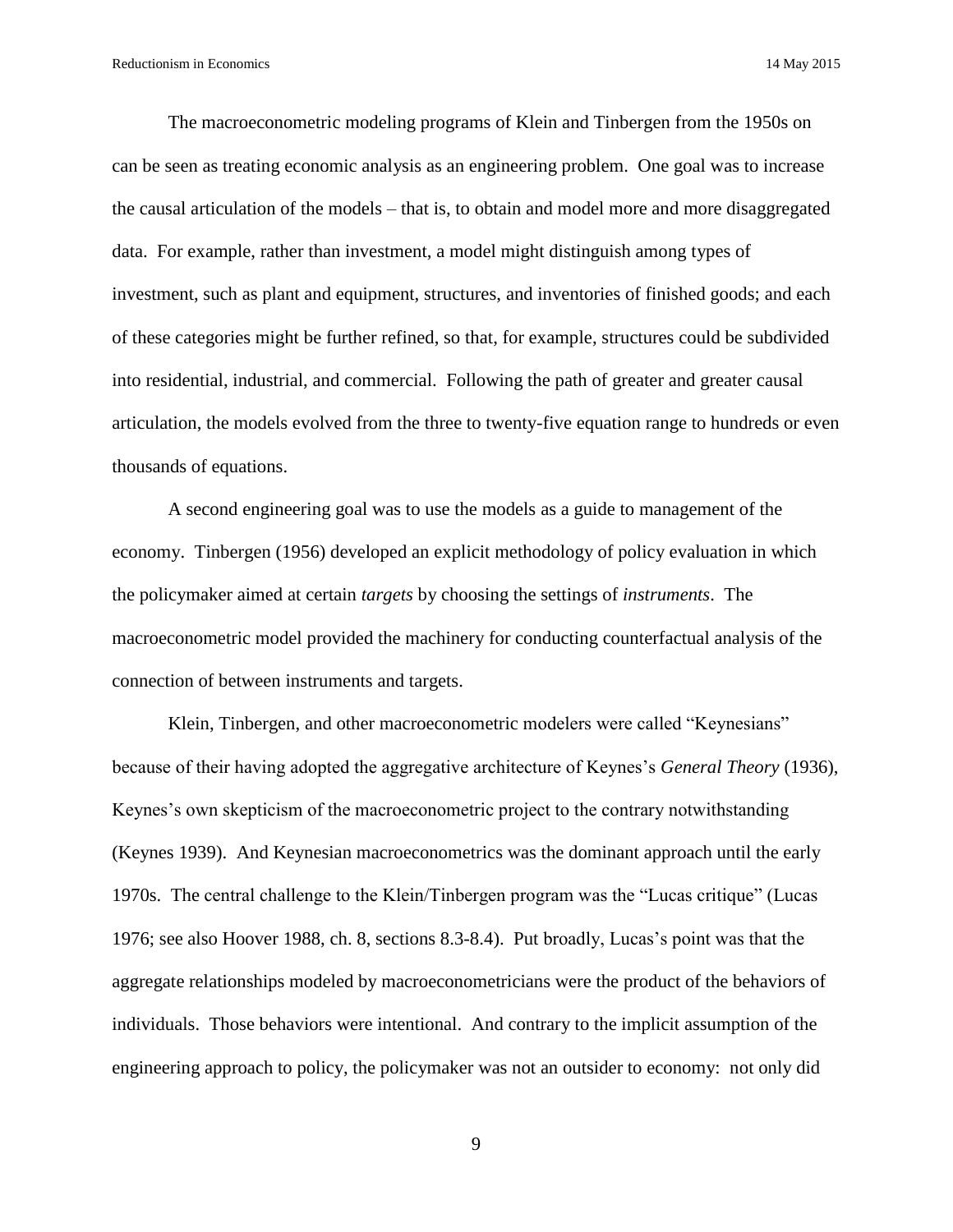The macroeconometric modeling programs of Klein and Tinbergen from the 1950s on can be seen as treating economic analysis as an engineering problem. One goal was to increase the causal articulation of the models – that is, to obtain and model more and more disaggregated data. For example, rather than investment, a model might distinguish among types of investment, such as plant and equipment, structures, and inventories of finished goods; and each of these categories might be further refined, so that, for example, structures could be subdivided into residential, industrial, and commercial. Following the path of greater and greater causal articulation, the models evolved from the three to twenty-five equation range to hundreds or even thousands of equations.

A second engineering goal was to use the models as a guide to management of the economy. Tinbergen (1956) developed an explicit methodology of policy evaluation in which the policymaker aimed at certain *targets* by choosing the settings of *instruments*. The macroeconometric model provided the machinery for conducting counterfactual analysis of the connection of between instruments and targets.

Klein, Tinbergen, and other macroeconometric modelers were called "Keynesians" because of their having adopted the aggregative architecture of Keynes's *General Theory* (1936), Keynes's own skepticism of the macroeconometric project to the contrary notwithstanding (Keynes 1939). And Keynesian macroeconometrics was the dominant approach until the early 1970s. The central challenge to the Klein/Tinbergen program was the "Lucas critique" (Lucas 1976; see also Hoover 1988, ch. 8, sections 8.3-8.4). Put broadly, Lucas's point was that the aggregate relationships modeled by macroeconometricians were the product of the behaviors of individuals. Those behaviors were intentional. And contrary to the implicit assumption of the engineering approach to policy, the policymaker was not an outsider to economy: not only did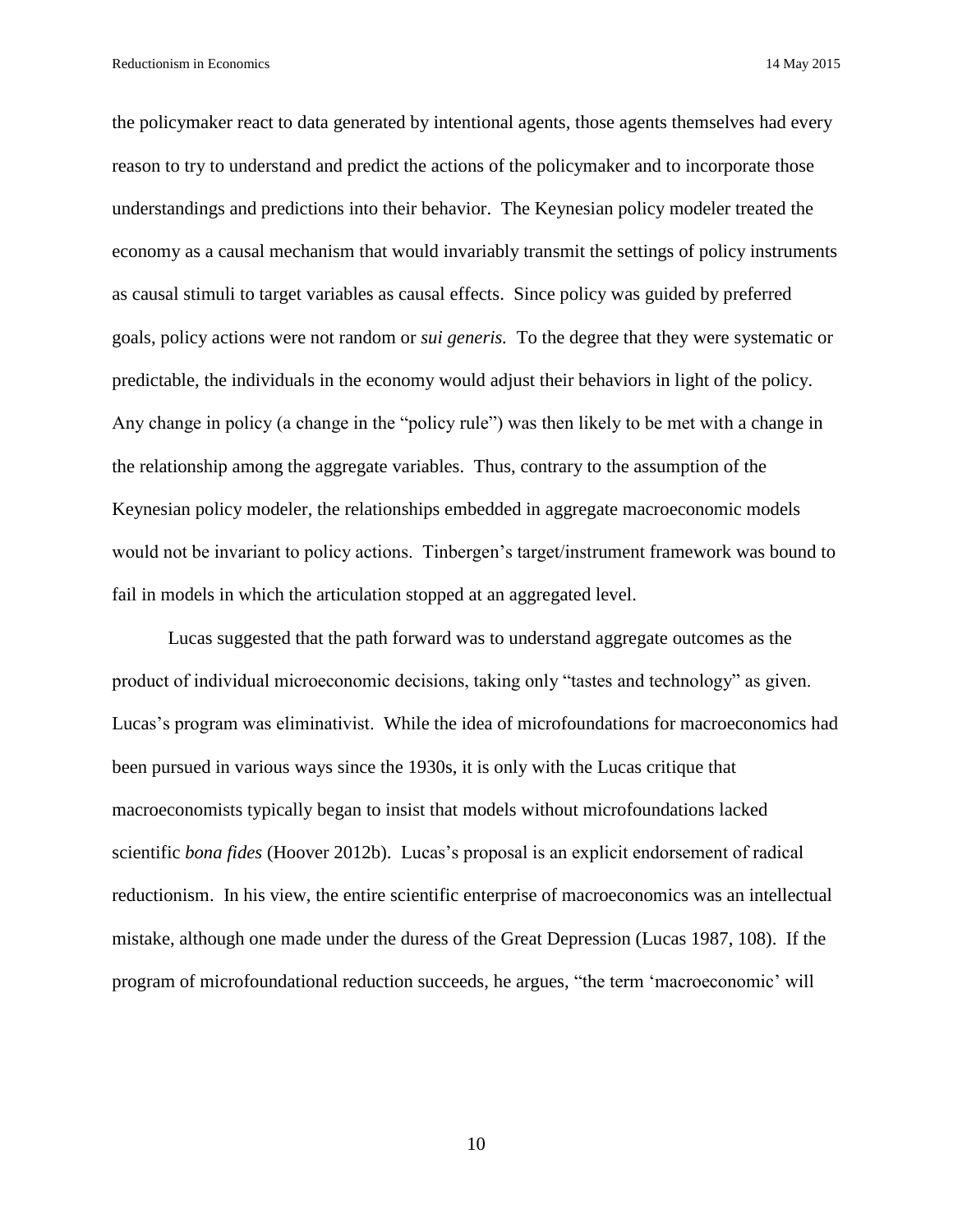the policymaker react to data generated by intentional agents, those agents themselves had every reason to try to understand and predict the actions of the policymaker and to incorporate those understandings and predictions into their behavior. The Keynesian policy modeler treated the economy as a causal mechanism that would invariably transmit the settings of policy instruments as causal stimuli to target variables as causal effects. Since policy was guided by preferred goals, policy actions were not random or *sui generis.* To the degree that they were systematic or predictable, the individuals in the economy would adjust their behaviors in light of the policy. Any change in policy (a change in the "policy rule") was then likely to be met with a change in the relationship among the aggregate variables. Thus, contrary to the assumption of the Keynesian policy modeler, the relationships embedded in aggregate macroeconomic models would not be invariant to policy actions. Tinbergen's target/instrument framework was bound to fail in models in which the articulation stopped at an aggregated level.

Lucas suggested that the path forward was to understand aggregate outcomes as the product of individual microeconomic decisions, taking only "tastes and technology" as given. Lucas's program was eliminativist. While the idea of microfoundations for macroeconomics had been pursued in various ways since the 1930s, it is only with the Lucas critique that macroeconomists typically began to insist that models without microfoundations lacked scientific *bona fides* (Hoover 2012b). Lucas's proposal is an explicit endorsement of radical reductionism. In his view, the entire scientific enterprise of macroeconomics was an intellectual mistake, although one made under the duress of the Great Depression (Lucas 1987, 108). If the program of microfoundational reduction succeeds, he argues, "the term 'macroeconomic' will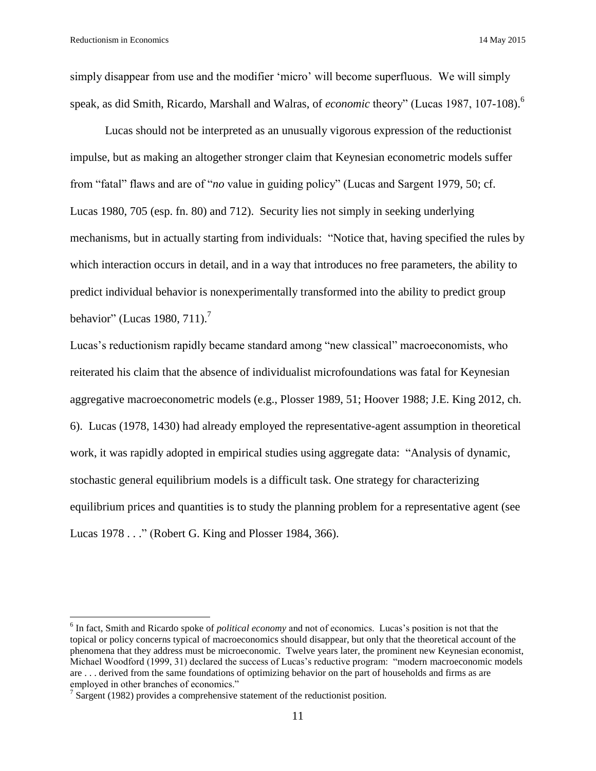simply disappear from use and the modifier 'micro' will become superfluous. We will simply speak, as did Smith, Ricardo, Marshall and Walras, of *economic* theory" (Lucas 1987, 107-108).[6]

Lucas should not be interpreted as an unusually vigorous expression of the reductionist impulse, but as making an altogether stronger claim that Keynesian econometric models suffer from "fatal" flaws and are of "*no* value in guiding policy" (Lucas and Sargent 1979, 50; cf. Lucas 1980, 705 (esp. fn. 80) and 712). Security lies not simply in seeking underlying mechanisms, but in actually starting from individuals: "Notice that, having specified the rules by which interaction occurs in detail, and in a way that introduces no free parameters, the ability to predict individual behavior is nonexperimentally transformed into the ability to predict group behavior" (Lucas 1980, 711).[7]

Lucas's reductionism rapidly became standard among "new classical" macroeconomists, who reiterated his claim that the absence of individualist microfoundations was fatal for Keynesian aggregative macroeconometric models (e.g., Plosser 1989, 51; Hoover 1988; J.E. King 2012, ch. 6). Lucas (1978, 1430) had already employed the representative-agent assumption in theoretical work, it was rapidly adopted in empirical studies using aggregate data: "Analysis of dynamic, stochastic general equilibrium models is a difficult task. One strategy for characterizing equilibrium prices and quantities is to study the planning problem for a representative agent (see Lucas 1978 . . ." (Robert G. King and Plosser 1984, 366).

---

[6] In fact, Smith and Ricardo spoke of *political economy* and not of economics. Lucas's position is not that the topical or policy concerns typical of macroeconomics should disappear, but only that the theoretical account of the phenomena that they address must be microeconomic. Twelve years later, the prominent new Keynesian economist, Michael Woodford (1999, 31) declared the success of Lucas's reductive program: "modern macroeconomic models are . . . derived from the same foundations of optimizing behavior on the part of households and firms as are employed in other branches of economics."

[7] Sargent (1982) provides a comprehensive statement of the reductionist position.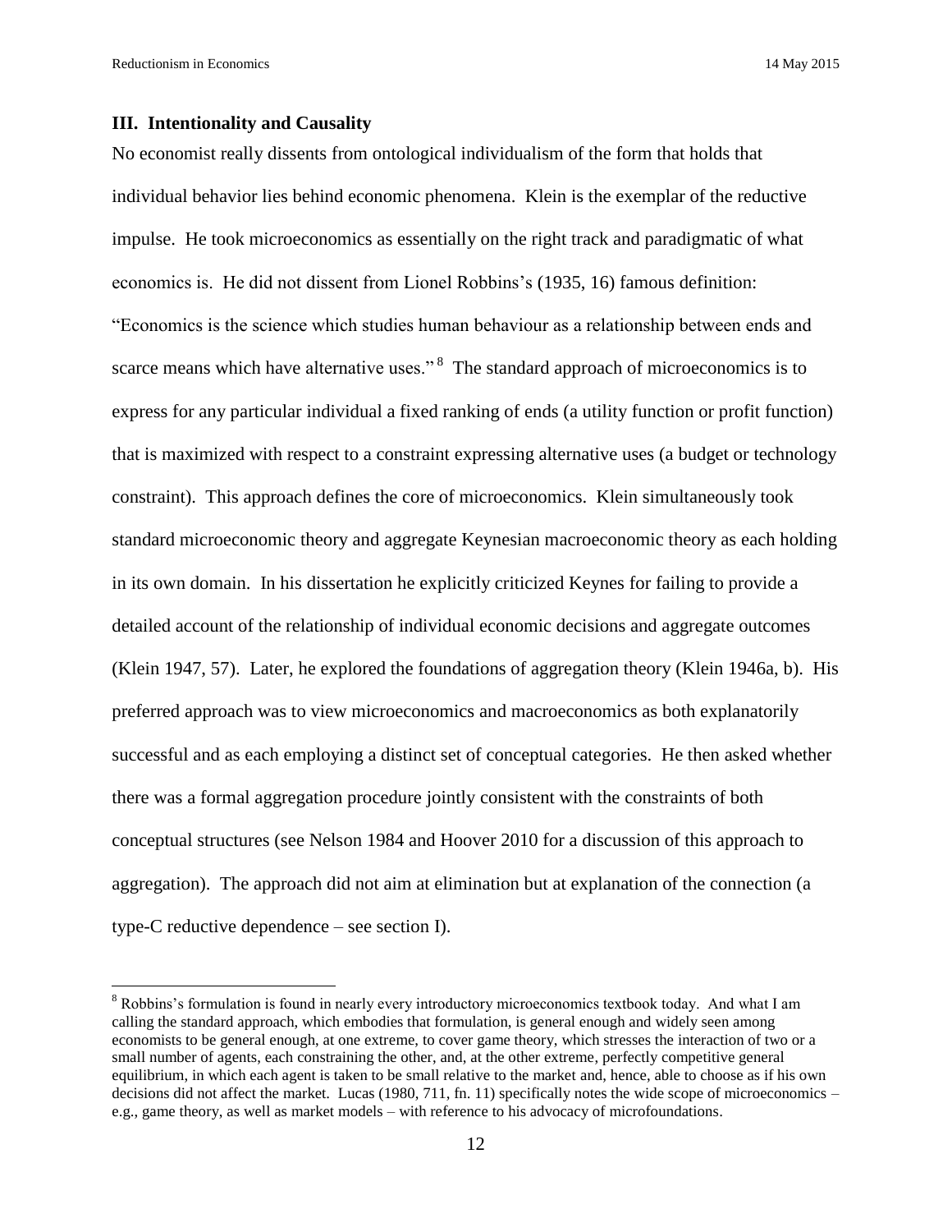### III. Intentionality and Causality

No economist really dissents from ontological individualism of the form that holds that individual behavior lies behind economic phenomena. Klein is the exemplar of the reductive impulse. He took microeconomics as essentially on the right track and paradigmatic of what economics is. He did not dissent from Lionel Robbins's (1935, 16) famous definition: "Economics is the science which studies human behaviour as a relationship between ends and scarce means which have alternative uses."[8] The standard approach of microeconomics is to express for any particular individual a fixed ranking of ends (a utility function or profit function) that is maximized with respect to a constraint expressing alternative uses (a budget or technology constraint). This approach defines the core of microeconomics. Klein simultaneously took standard microeconomic theory and aggregate Keynesian macroeconomic theory as each holding in its own domain. In his dissertation he explicitly criticized Keynes for failing to provide a detailed account of the relationship of individual economic decisions and aggregate outcomes (Klein 1947, 57). Later, he explored the foundations of aggregation theory (Klein 1946a, b). His preferred approach was to view microeconomics and macroeconomics as both explanatorily successful and as each employing a distinct set of conceptual categories. He then asked whether there was a formal aggregation procedure jointly consistent with the constraints of both conceptual structures (see Nelson 1984 and Hoover 2010 for a discussion of this approach to aggregation). The approach did not aim at elimination but at explanation of the connection (a type-C reductive dependence – see section I).

---

[8] Robbins's formulation is found in nearly every introductory microeconomics textbook today. And what I am calling the standard approach, which embodies that formulation, is general enough and widely seen among economists to be general enough, at one extreme, to cover game theory, which stresses the interaction of two or a small number of agents, each constraining the other, and, at the other extreme, perfectly competitive general equilibrium, in which each agent is taken to be small relative to the market and, hence, able to choose as if his own decisions did not affect the market. Lucas (1980, 711, fn. 11) specifically notes the wide scope of microeconomics – e.g., game theory, as well as market models – with reference to his advocacy of microfoundations.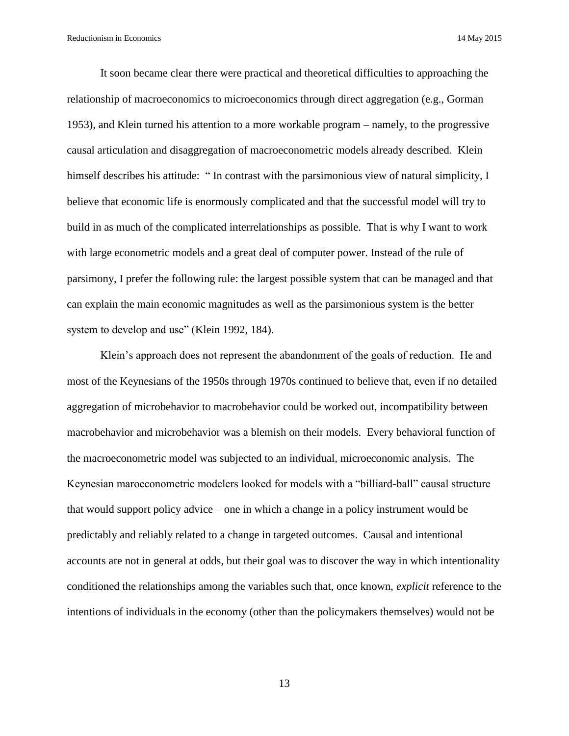It soon became clear there were practical and theoretical difficulties to approaching the relationship of macroeconomics to microeconomics through direct aggregation (e.g., Gorman 1953), and Klein turned his attention to a more workable program – namely, to the progressive causal articulation and disaggregation of macroeconometric models already described. Klein himself describes his attitude: " In contrast with the parsimonious view of natural simplicity, I believe that economic life is enormously complicated and that the successful model will try to build in as much of the complicated interrelationships as possible. That is why I want to work with large econometric models and a great deal of computer power. Instead of the rule of parsimony, I prefer the following rule: the largest possible system that can be managed and that can explain the main economic magnitudes as well as the parsimonious system is the better system to develop and use" (Klein 1992, 184).

Klein's approach does not represent the abandonment of the goals of reduction. He and most of the Keynesians of the 1950s through 1970s continued to believe that, even if no detailed aggregation of microbehavior to macrobehavior could be worked out, incompatibility between macrobehavior and microbehavior was a blemish on their models. Every behavioral function of the macroeconometric model was subjected to an individual, microeconomic analysis. The Keynesian maroeconometric modelers looked for models with a "billiard-ball" causal structure that would support policy advice – one in which a change in a policy instrument would be predictably and reliably related to a change in targeted outcomes. Causal and intentional accounts are not in general at odds, but their goal was to discover the way in which intentionality conditioned the relationships among the variables such that, once known, *explicit* reference to the intentions of individuals in the economy (other than the policymakers themselves) would not be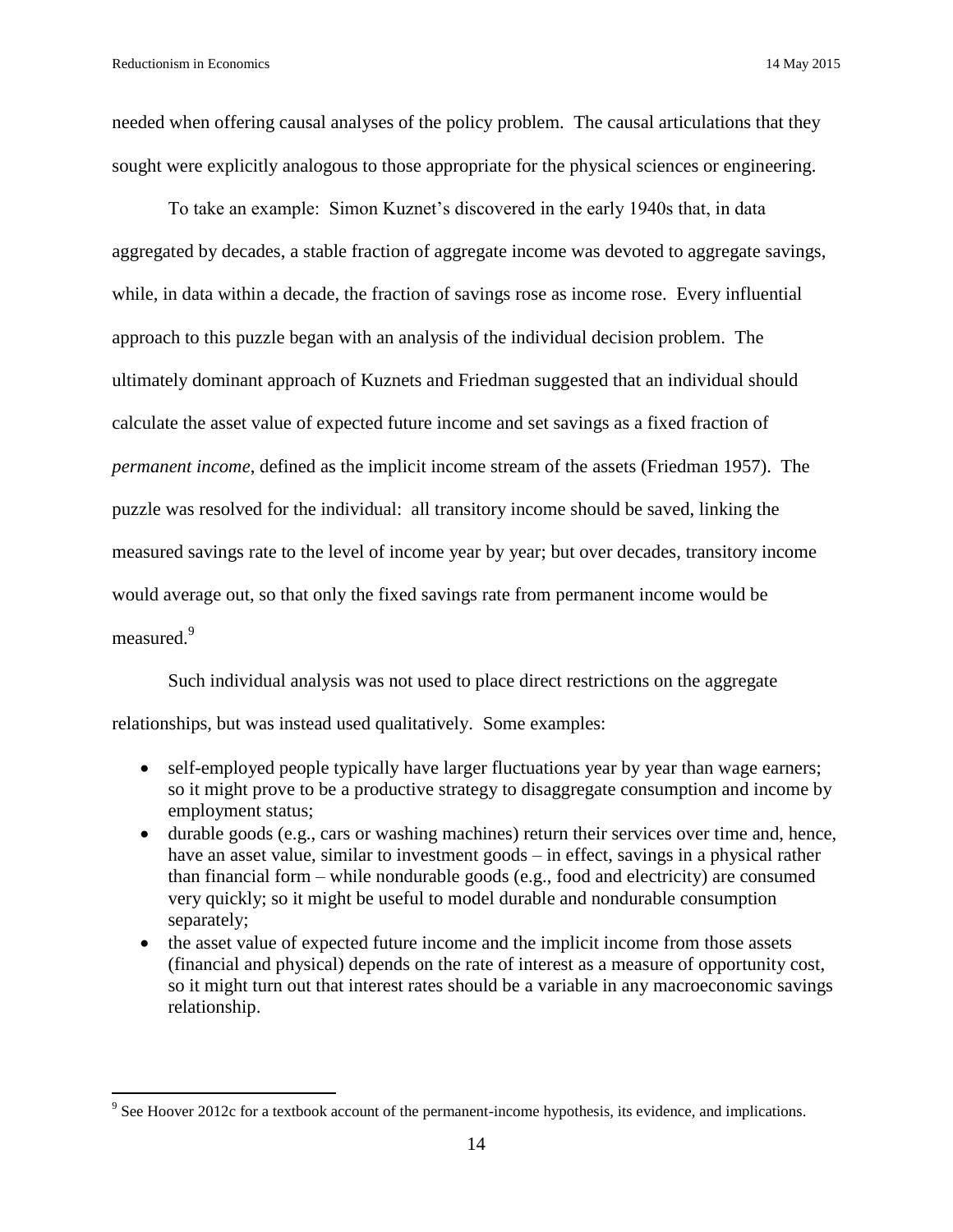needed when offering causal analyses of the policy problem. The causal articulations that they sought were explicitly analogous to those appropriate for the physical sciences or engineering.

To take an example: Simon Kuznet's discovered in the early 1940s that, in data aggregated by decades, a stable fraction of aggregate income was devoted to aggregate savings, while, in data within a decade, the fraction of savings rose as income rose. Every influential approach to this puzzle began with an analysis of the individual decision problem. The ultimately dominant approach of Kuznets and Friedman suggested that an individual should calculate the asset value of expected future income and set savings as a fixed fraction of *permanent income*, defined as the implicit income stream of the assets (Friedman 1957). The puzzle was resolved for the individual: all transitory income should be saved, linking the measured savings rate to the level of income year by year; but over decades, transitory income would average out, so that only the fixed savings rate from permanent income would be measured.[9]

Such individual analysis was not used to place direct restrictions on the aggregate relationships, but was instead used qualitatively. Some examples:

- self-employed people typically have larger fluctuations year by year than wage earners; so it might prove to be a productive strategy to disaggregate consumption and income by employment status;
- durable goods (e.g., cars or washing machines) return their services over time and, hence, have an asset value, similar to investment goods – in effect, savings in a physical rather than financial form – while nondurable goods (e.g., food and electricity) are consumed very quickly; so it might be useful to model durable and nondurable consumption separately;
- the asset value of expected future income and the implicit income from those assets (financial and physical) depends on the rate of interest as a measure of opportunity cost, so it might turn out that interest rates should be a variable in any macroeconomic savings relationship.

[9] See Hoover 2012c for a textbook account of the permanent-income hypothesis, its evidence, and implications.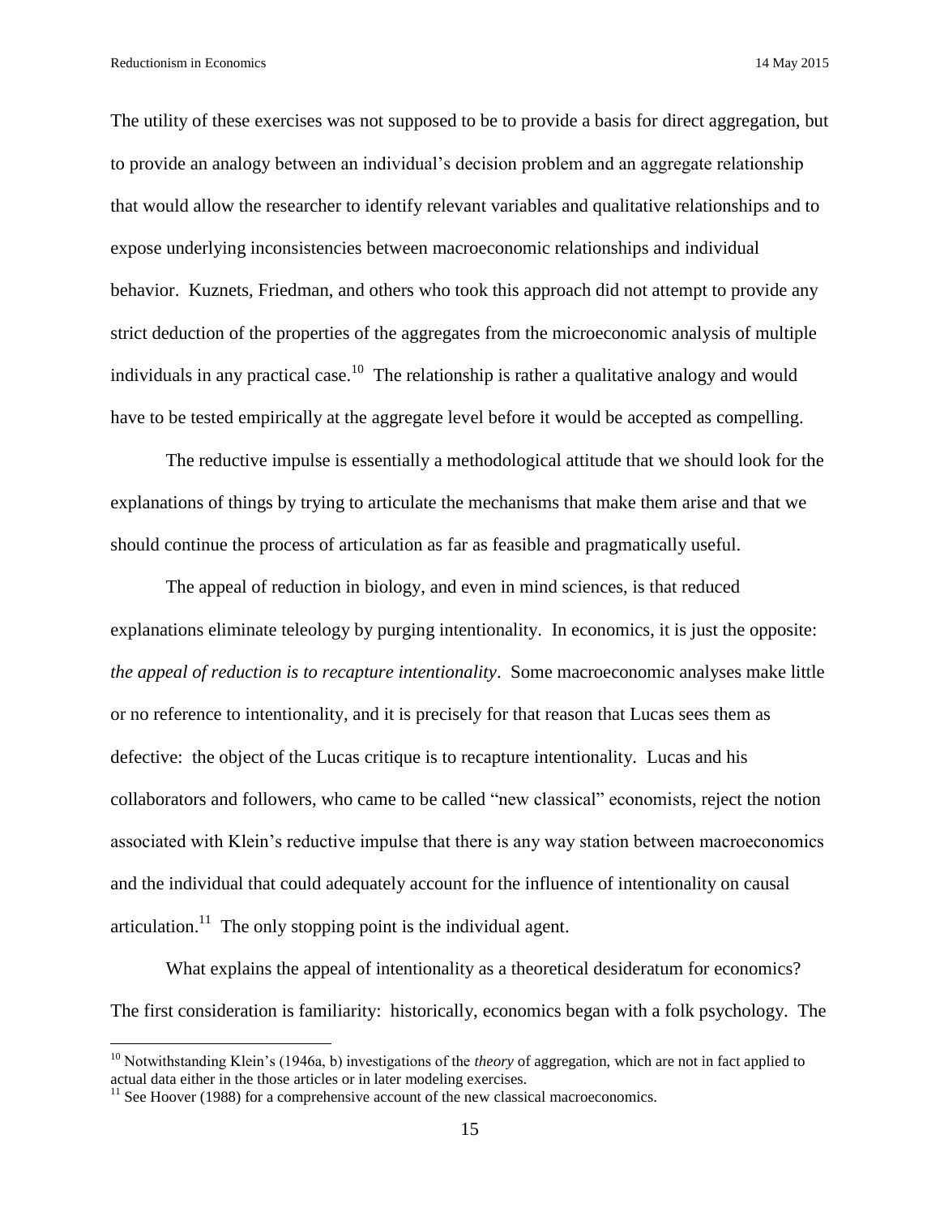The utility of these exercises was not supposed to be to provide a basis for direct aggregation, but to provide an analogy between an individual's decision problem and an aggregate relationship that would allow the researcher to identify relevant variables and qualitative relationships and to expose underlying inconsistencies between macroeconomic relationships and individual behavior. Kuznets, Friedman, and others who took this approach did not attempt to provide any strict deduction of the properties of the aggregates from the microeconomic analysis of multiple individuals in any practical case.[10] The relationship is rather a qualitative analogy and would have to be tested empirically at the aggregate level before it would be accepted as compelling.

The reductive impulse is essentially a methodological attitude that we should look for the explanations of things by trying to articulate the mechanisms that make them arise and that we should continue the process of articulation as far as feasible and pragmatically useful.

The appeal of reduction in biology, and even in mind sciences, is that reduced explanations eliminate teleology by purging intentionality. In economics, it is just the opposite: *the appeal of reduction is to recapture intentionality*. Some macroeconomic analyses make little or no reference to intentionality, and it is precisely for that reason that Lucas sees them as defective: the object of the Lucas critique is to recapture intentionality. Lucas and his collaborators and followers, who came to be called "new classical" economists, reject the notion associated with Klein's reductive impulse that there is any way station between macroeconomics and the individual that could adequately account for the influence of intentionality on causal articulation.[11] The only stopping point is the individual agent.

What explains the appeal of intentionality as a theoretical desideratum for economics? The first consideration is familiarity: historically, economics began with a folk psychology. The

---

[10] Notwithstanding Klein's (1946a, b) investigations of the *theory* of aggregation, which are not in fact applied to actual data either in the those articles or in later modeling exercises.

[11] See Hoover (1988) for a comprehensive account of the new classical macroeconomics.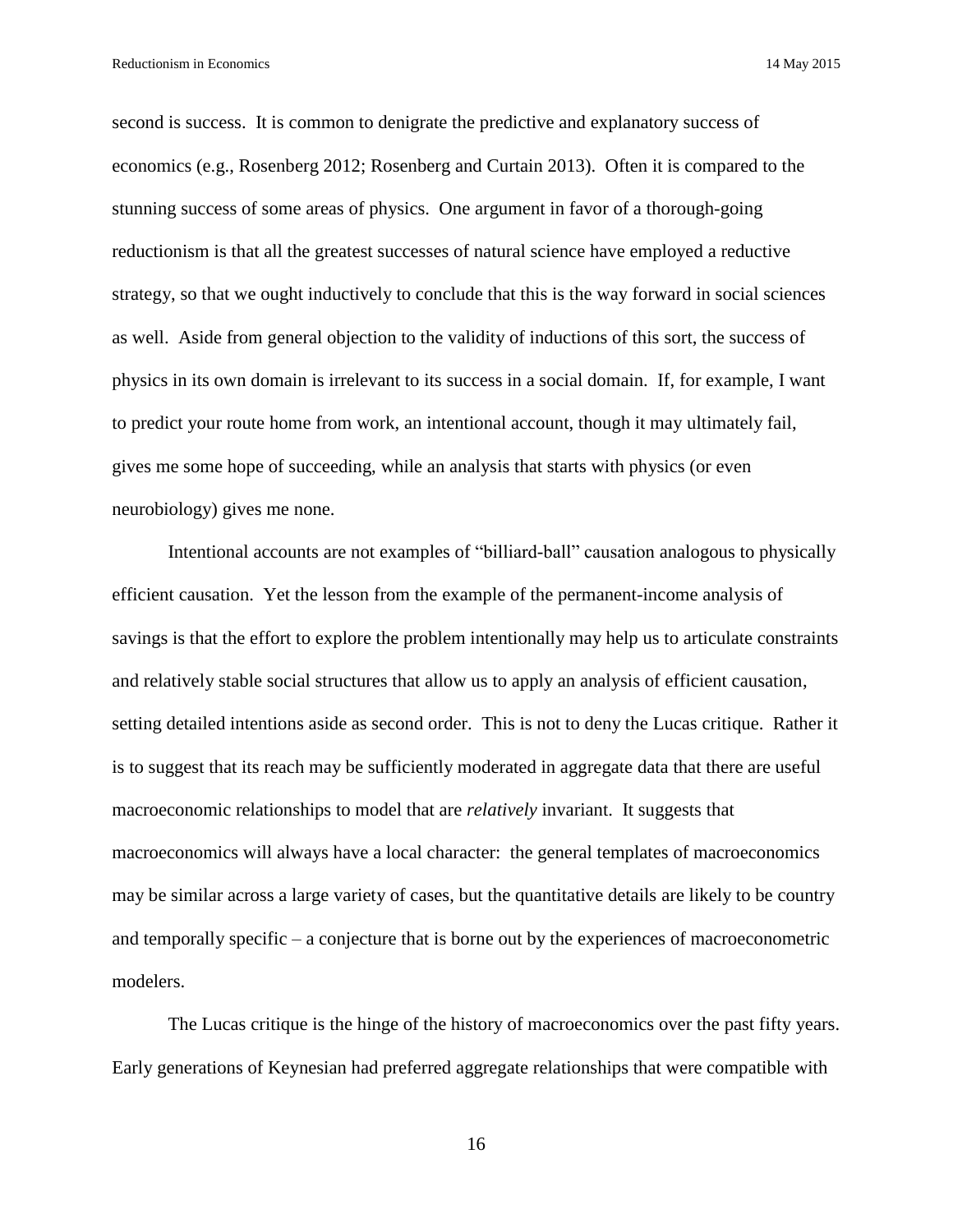second is success. It is common to denigrate the predictive and explanatory success of economics (e.g., Rosenberg 2012; Rosenberg and Curtain 2013). Often it is compared to the stunning success of some areas of physics. One argument in favor of a thorough-going reductionism is that all the greatest successes of natural science have employed a reductive strategy, so that we ought inductively to conclude that this is the way forward in social sciences as well. Aside from general objection to the validity of inductions of this sort, the success of physics in its own domain is irrelevant to its success in a social domain. If, for example, I want to predict your route home from work, an intentional account, though it may ultimately fail, gives me some hope of succeeding, while an analysis that starts with physics (or even neurobiology) gives me none.

Intentional accounts are not examples of "billiard-ball" causation analogous to physically efficient causation. Yet the lesson from the example of the permanent-income analysis of savings is that the effort to explore the problem intentionally may help us to articulate constraints and relatively stable social structures that allow us to apply an analysis of efficient causation, setting detailed intentions aside as second order. This is not to deny the Lucas critique. Rather it is to suggest that its reach may be sufficiently moderated in aggregate data that there are useful macroeconomic relationships to model that are *relatively* invariant. It suggests that macroeconomics will always have a local character: the general templates of macroeconomics may be similar across a large variety of cases, but the quantitative details are likely to be country and temporally specific – a conjecture that is borne out by the experiences of macroeconometric modelers.

The Lucas critique is the hinge of the history of macroeconomics over the past fifty years. Early generations of Keynesian had preferred aggregate relationships that were compatible with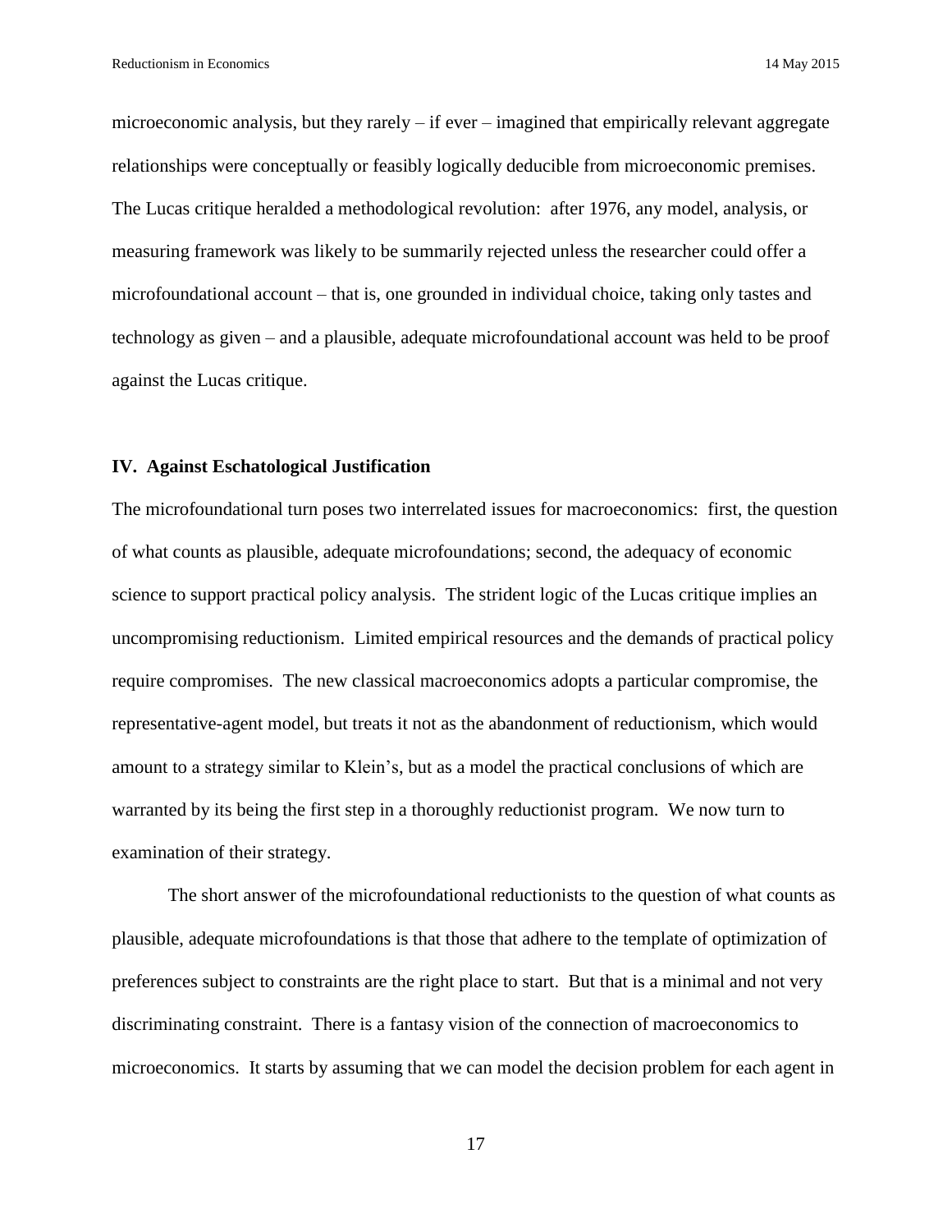microeconomic analysis, but they rarely – if ever – imagined that empirically relevant aggregate relationships were conceptually or feasibly logically deducible from microeconomic premises. The Lucas critique heralded a methodological revolution: after 1976, any model, analysis, or measuring framework was likely to be summarily rejected unless the researcher could offer a microfoundational account – that is, one grounded in individual choice, taking only tastes and technology as given – and a plausible, adequate microfoundational account was held to be proof against the Lucas critique.

## IV. Against Eschatological Justification

The microfoundational turn poses two interrelated issues for macroeconomics: first, the question of what counts as plausible, adequate microfoundations; second, the adequacy of economic science to support practical policy analysis. The strident logic of the Lucas critique implies an uncompromising reductionism. Limited empirical resources and the demands of practical policy require compromises. The new classical macroeconomics adopts a particular compromise, the representative-agent model, but treats it not as the abandonment of reductionism, which would amount to a strategy similar to Klein's, but as a model the practical conclusions of which are warranted by its being the first step in a thoroughly reductionist program. We now turn to examination of their strategy.

The short answer of the microfoundational reductionists to the question of what counts as plausible, adequate microfoundations is that those that adhere to the template of optimization of preferences subject to constraints are the right place to start. But that is a minimal and not very discriminating constraint. There is a fantasy vision of the connection of macroeconomics to microeconomics. It starts by assuming that we can model the decision problem for each agent in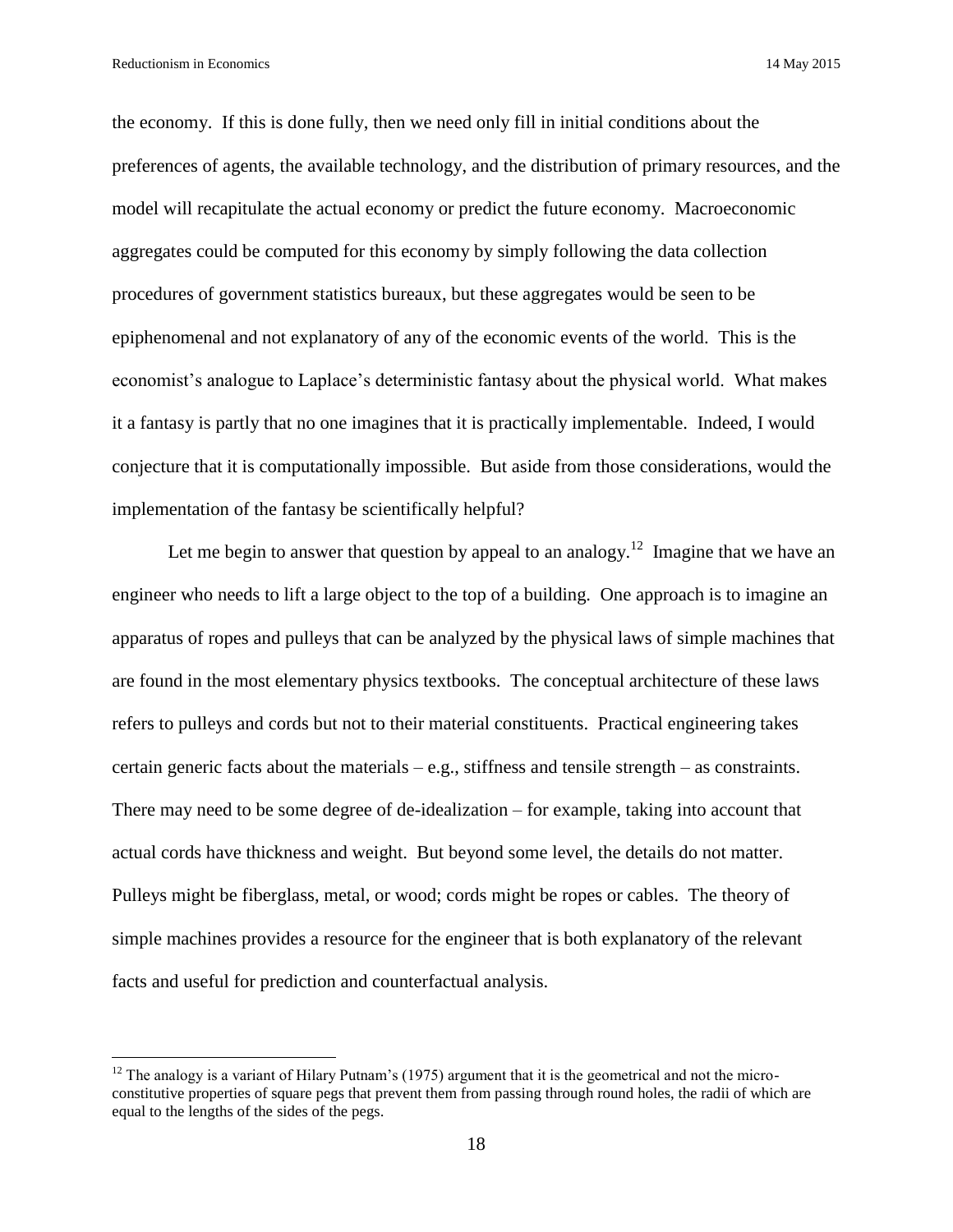the economy. If this is done fully, then we need only fill in initial conditions about the preferences of agents, the available technology, and the distribution of primary resources, and the model will recapitulate the actual economy or predict the future economy. Macroeconomic aggregates could be computed for this economy by simply following the data collection procedures of government statistics bureaux, but these aggregates would be seen to be epiphenomenal and not explanatory of any of the economic events of the world. This is the economist's analogue to Laplace's deterministic fantasy about the physical world. What makes it a fantasy is partly that no one imagines that it is practically implementable. Indeed, I would conjecture that it is computationally impossible. But aside from those considerations, would the implementation of the fantasy be scientifically helpful?

Let me begin to answer that question by appeal to an analogy.[12] Imagine that we have an engineer who needs to lift a large object to the top of a building. One approach is to imagine an apparatus of ropes and pulleys that can be analyzed by the physical laws of simple machines that are found in the most elementary physics textbooks. The conceptual architecture of these laws refers to pulleys and cords but not to their material constituents. Practical engineering takes certain generic facts about the materials – e.g., stiffness and tensile strength – as constraints. There may need to be some degree of de-idealization – for example, taking into account that actual cords have thickness and weight. But beyond some level, the details do not matter. Pulleys might be fiberglass, metal, or wood; cords might be ropes or cables. The theory of simple machines provides a resource for the engineer that is both explanatory of the relevant facts and useful for prediction and counterfactual analysis.

[12] The analogy is a variant of Hilary Putnam's (1975) argument that it is the geometrical and not the micro-constitutive properties of square pegs that prevent them from passing through round holes, the radii of which are equal to the lengths of the sides of the pegs.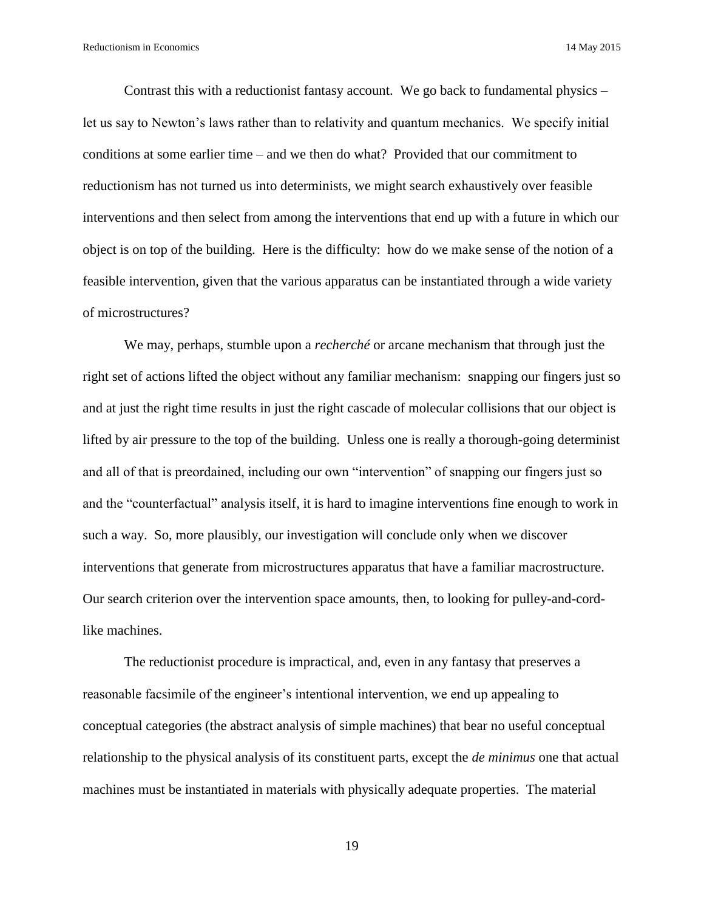Contrast this with a reductionist fantasy account. We go back to fundamental physics – let us say to Newton's laws rather than to relativity and quantum mechanics. We specify initial conditions at some earlier time – and we then do what? Provided that our commitment to reductionism has not turned us into determinists, we might search exhaustively over feasible interventions and then select from among the interventions that end up with a future in which our object is on top of the building. Here is the difficulty: how do we make sense of the notion of a feasible intervention, given that the various apparatus can be instantiated through a wide variety of microstructures?

We may, perhaps, stumble upon a *recherché* or arcane mechanism that through just the right set of actions lifted the object without any familiar mechanism: snapping our fingers just so and at just the right time results in just the right cascade of molecular collisions that our object is lifted by air pressure to the top of the building. Unless one is really a thorough-going determinist and all of that is preordained, including our own "intervention" of snapping our fingers just so and the "counterfactual" analysis itself, it is hard to imagine interventions fine enough to work in such a way. So, more plausibly, our investigation will conclude only when we discover interventions that generate from microstructures apparatus that have a familiar macrostructure. Our search criterion over the intervention space amounts, then, to looking for pulley-and-cord-like machines.

The reductionist procedure is impractical, and, even in any fantasy that preserves a reasonable facsimile of the engineer's intentional intervention, we end up appealing to conceptual categories (the abstract analysis of simple machines) that bear no useful conceptual relationship to the physical analysis of its constituent parts, except the *de minimus* one that actual machines must be instantiated in materials with physically adequate properties. The material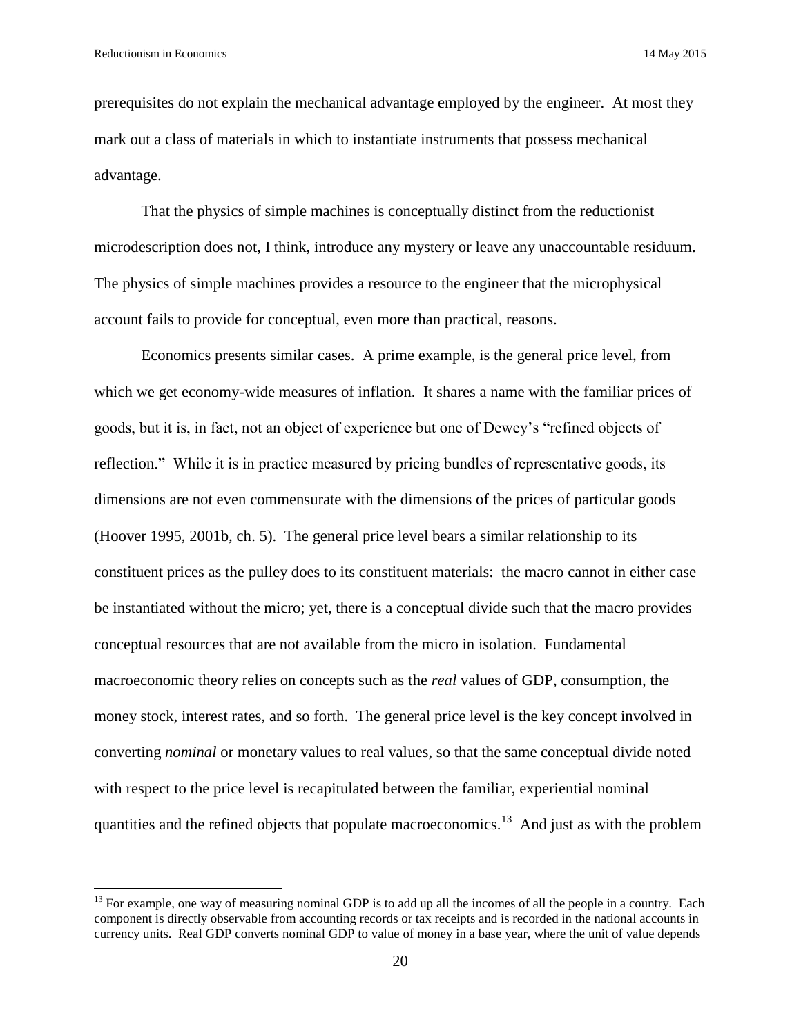prerequisites do not explain the mechanical advantage employed by the engineer. At most they mark out a class of materials in which to instantiate instruments that possess mechanical advantage.

That the physics of simple machines is conceptually distinct from the reductionist microdescription does not, I think, introduce any mystery or leave any unaccountable residuum. The physics of simple machines provides a resource to the engineer that the microphysical account fails to provide for conceptual, even more than practical, reasons.

Economics presents similar cases. A prime example, is the general price level, from which we get economy-wide measures of inflation. It shares a name with the familiar prices of goods, but it is, in fact, not an object of experience but one of Dewey's "refined objects of reflection." While it is in practice measured by pricing bundles of representative goods, its dimensions are not even commensurate with the dimensions of the prices of particular goods (Hoover 1995, 2001b, ch. 5). The general price level bears a similar relationship to its constituent prices as the pulley does to its constituent materials: the macro cannot in either case be instantiated without the micro; yet, there is a conceptual divide such that the macro provides conceptual resources that are not available from the micro in isolation. Fundamental macroeconomic theory relies on concepts such as the *real* values of GDP, consumption, the money stock, interest rates, and so forth. The general price level is the key concept involved in converting *nominal* or monetary values to real values, so that the same conceptual divide noted with respect to the price level is recapitulated between the familiar, experiential nominal quantities and the refined objects that populate macroeconomics.[13] And just as with the problem

[13] For example, one way of measuring nominal GDP is to add up all the incomes of all the people in a country. Each component is directly observable from accounting records or tax receipts and is recorded in the national accounts in currency units. Real GDP converts nominal GDP to value of money in a base year, where the unit of value depends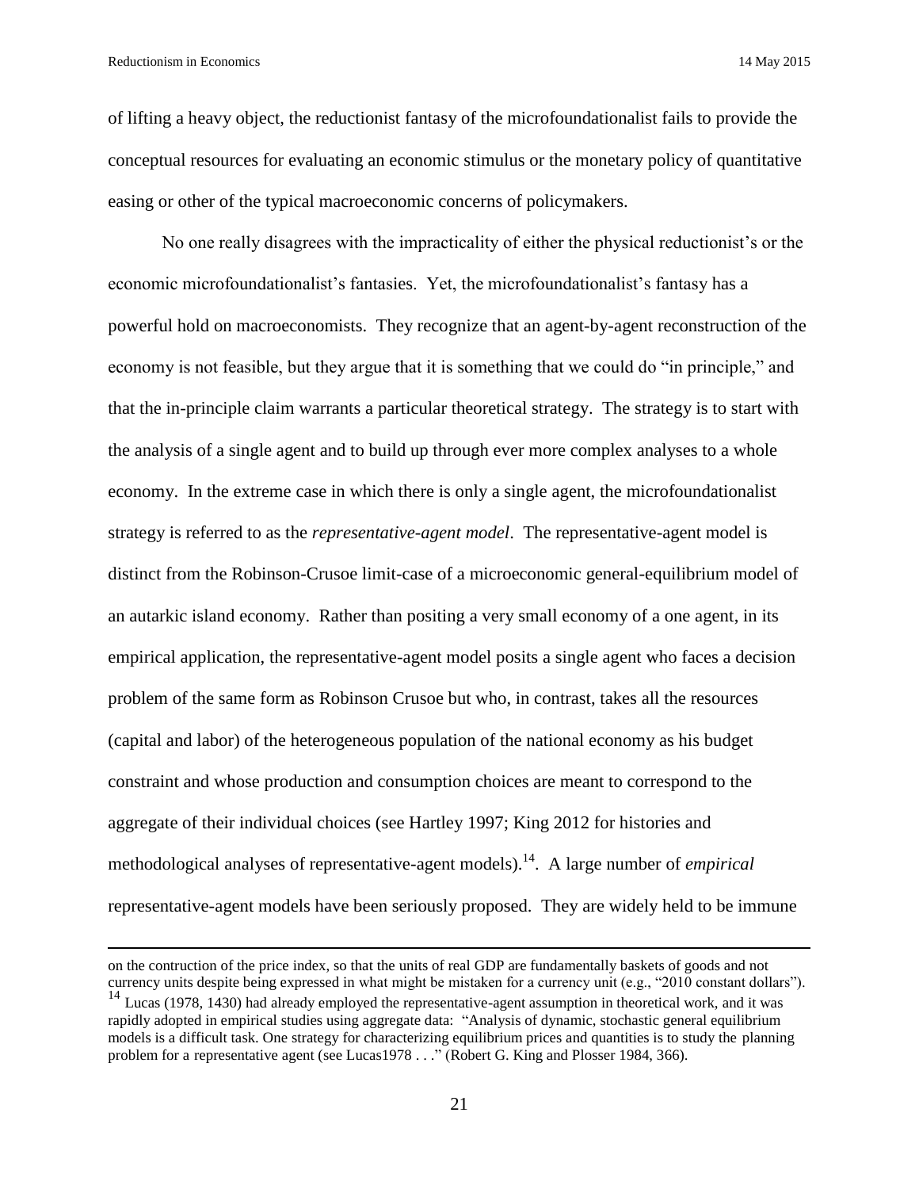of lifting a heavy object, the reductionist fantasy of the microfoundationalist fails to provide the conceptual resources for evaluating an economic stimulus or the monetary policy of quantitative easing or other of the typical macroeconomic concerns of policymakers.

No one really disagrees with the impracticality of either the physical reductionist's or the economic microfoundationalist's fantasies. Yet, the microfoundationalist's fantasy has a powerful hold on macroeconomists. They recognize that an agent-by-agent reconstruction of the economy is not feasible, but they argue that it is something that we could do "in principle," and that the in-principle claim warrants a particular theoretical strategy. The strategy is to start with the analysis of a single agent and to build up through ever more complex analyses to a whole economy. In the extreme case in which there is only a single agent, the microfoundationalist strategy is referred to as the *representative-agent model*. The representative-agent model is distinct from the Robinson-Crusoe limit-case of a microeconomic general-equilibrium model of an autarkic island economy. Rather than positing a very small economy of a one agent, in its empirical application, the representative-agent model posits a single agent who faces a decision problem of the same form as Robinson Crusoe but who, in contrast, takes all the resources (capital and labor) of the heterogeneous population of the national economy as his budget constraint and whose production and consumption choices are meant to correspond to the aggregate of their individual choices (see Hartley 1997; King 2012 for histories and methodological analyses of representative-agent models).[14]. A large number of *empirical* representative-agent models have been seriously proposed. They are widely held to be immune

---

on the contruction of the price index, so that the units of real GDP are fundamentally baskets of goods and not currency units despite being expressed in what might be mistaken for a currency unit (e.g., "2010 constant dollars").

[14] Lucas (1978, 1430) had already employed the representative-agent assumption in theoretical work, and it was rapidly adopted in empirical studies using aggregate data: "Analysis of dynamic, stochastic general equilibrium models is a difficult task. One strategy for characterizing equilibrium prices and quantities is to study the planning problem for a representative agent (see Lucas1978 . . ." (Robert G. King and Plosser 1984, 366).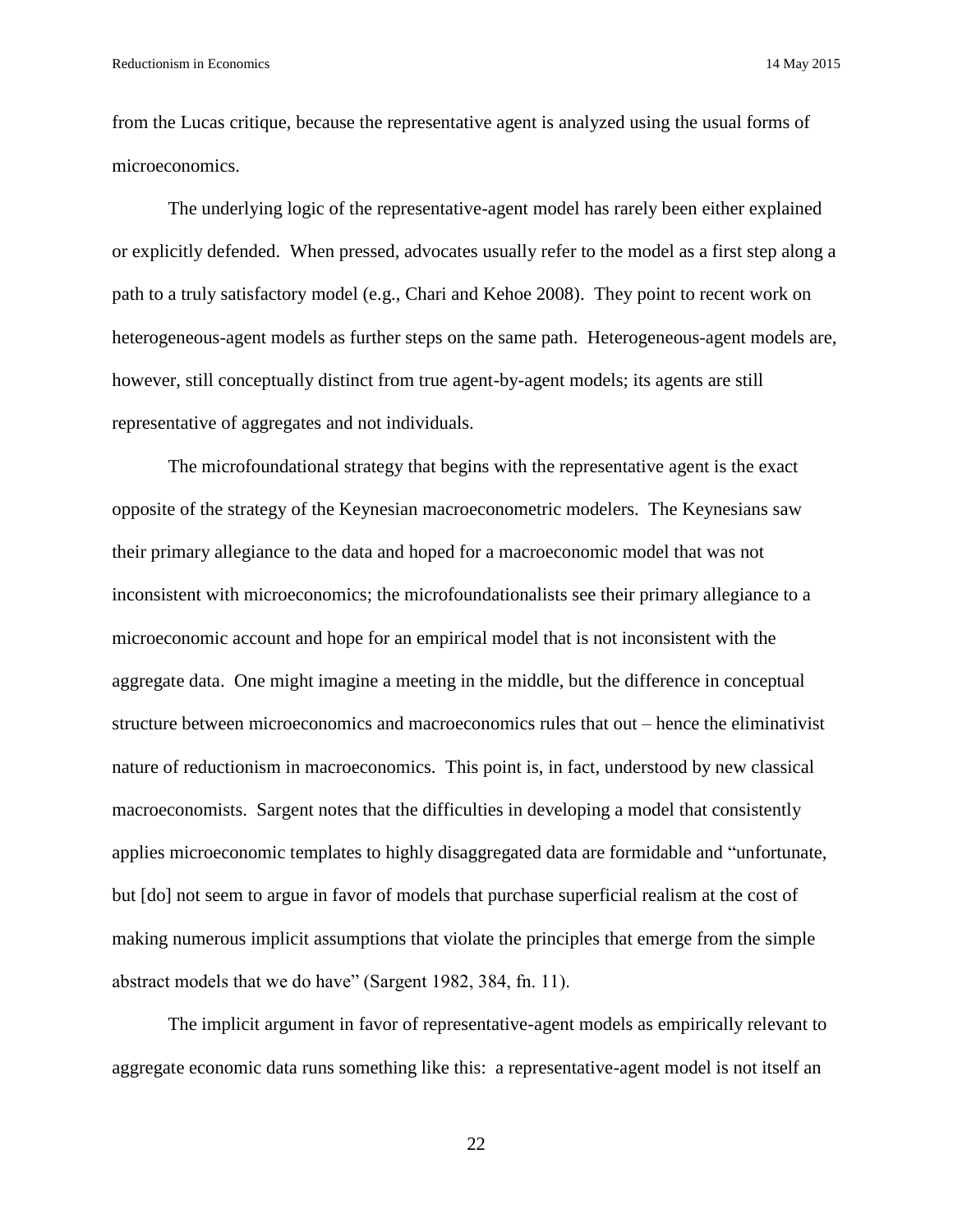from the Lucas critique, because the representative agent is analyzed using the usual forms of microeconomics.

The underlying logic of the representative-agent model has rarely been either explained or explicitly defended. When pressed, advocates usually refer to the model as a first step along a path to a truly satisfactory model (e.g., Chari and Kehoe 2008). They point to recent work on heterogeneous-agent models as further steps on the same path. Heterogeneous-agent models are, however, still conceptually distinct from true agent-by-agent models; its agents are still representative of aggregates and not individuals.

The microfoundational strategy that begins with the representative agent is the exact opposite of the strategy of the Keynesian macroeconometric modelers. The Keynesians saw their primary allegiance to the data and hoped for a macroeconomic model that was not inconsistent with microeconomics; the microfoundationalists see their primary allegiance to a microeconomic account and hope for an empirical model that is not inconsistent with the aggregate data. One might imagine a meeting in the middle, but the difference in conceptual structure between microeconomics and macroeconomics rules that out – hence the eliminativist nature of reductionism in macroeconomics. This point is, in fact, understood by new classical macroeconomists. Sargent notes that the difficulties in developing a model that consistently applies microeconomic templates to highly disaggregated data are formidable and "unfortunate, but [do] not seem to argue in favor of models that purchase superficial realism at the cost of making numerous implicit assumptions that violate the principles that emerge from the simple abstract models that we do have" (Sargent 1982, 384, fn. 11).

The implicit argument in favor of representative-agent models as empirically relevant to aggregate economic data runs something like this: a representative-agent model is not itself an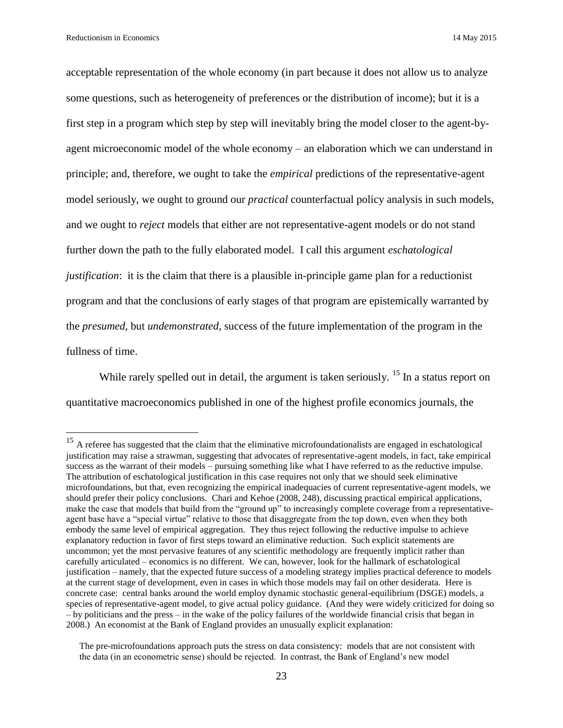acceptable representation of the whole economy (in part because it does not allow us to analyze some questions, such as heterogeneity of preferences or the distribution of income); but it is a first step in a program which step by step will inevitably bring the model closer to the agent-by-agent microeconomic model of the whole economy – an elaboration which we can understand in principle; and, therefore, we ought to take the *empirical* predictions of the representative-agent model seriously, we ought to ground our *practical* counterfactual policy analysis in such models, and we ought to *reject* models that either are not representative-agent models or do not stand further down the path to the fully elaborated model. I call this argument *eschatological justification*: it is the claim that there is a plausible in-principle game plan for a reductionist program and that the conclusions of early stages of that program are epistemically warranted by the *presumed*, but *undemonstrated*, success of the future implementation of the program in the fullness of time.

While rarely spelled out in detail, the argument is taken seriously. [15] In a status report on quantitative macroeconomics published in one of the highest profile economics journals, the

---

[15] A referee has suggested that the claim that the eliminative microfoundationalists are engaged in eschatological justification may raise a strawman, suggesting that advocates of representative-agent models, in fact, take empirical success as the warrant of their models – pursuing something like what I have referred to as the reductive impulse. The attribution of eschatological justification in this case requires not only that we should seek eliminative microfoundations, but that, even recognizing the empirical inadequacies of current representative-agent models, we should prefer their policy conclusions. Chari and Kehoe (2008, 248), discussing practical empirical applications, make the case that models that build from the "ground up" to increasingly complete coverage from a representative-agent base have a "special virtue" relative to those that disaggregate from the top down, even when they both embody the same level of empirical aggregation. They thus reject following the reductive impulse to achieve explanatory reduction in favor of first steps toward an eliminative reduction. Such explicit statements are uncommon; yet the most pervasive features of any scientific methodology are frequently implicit rather than carefully articulated – economics is no different. We can, however, look for the hallmark of eschatological justification – namely, that the expected future success of a modeling strategy implies practical deference to models at the current stage of development, even in cases in which those models may fail on other desiderata. Here is concrete case: central banks around the world employ dynamic stochastic general-equilibrium (DSGE) models, a species of representative-agent model, to give actual policy guidance. (And they were widely criticized for doing so – by politicians and the press – in the wake of the policy failures of the worldwide financial crisis that began in 2008.) An economist at the Bank of England provides an unusually explicit explanation:

> The pre-microfoundations approach puts the stress on data consistency: models that are not consistent with the data (in an econometric sense) should be rejected. In contrast, the Bank of England's new model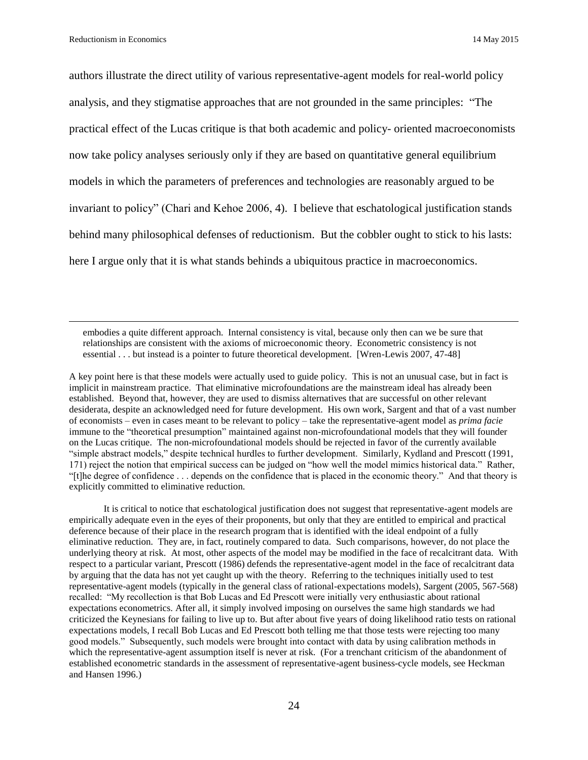authors illustrate the direct utility of various representative-agent models for real-world policy analysis, and they stigmatise approaches that are not grounded in the same principles: "The practical effect of the Lucas critique is that both academic and policy- oriented macroeconomists now take policy analyses seriously only if they are based on quantitative general equilibrium models in which the parameters of preferences and technologies are reasonably argued to be invariant to policy" (Chari and Kehoe 2006, 4). I believe that eschatological justification stands behind many philosophical defenses of reductionism. But the cobbler ought to stick to his lasts: here I argue only that it is what stands behinds a ubiquitous practice in macroeconomics.

---

> embodies a quite different approach. Internal consistency is vital, because only then can we be sure that relationships are consistent with the axioms of microeconomic theory. Econometric consistency is not essential . . . but instead is a pointer to future theoretical development. [Wren-Lewis 2007, 47-48]

A key point here is that these models were actually used to guide policy. This is not an unusual case, but in fact is implicit in mainstream practice. That eliminative microfoundations are the mainstream ideal has already been established. Beyond that, however, they are used to dismiss alternatives that are successful on other relevant desiderata, despite an acknowledged need for future development. His own work, Sargent and that of a vast number of economists – even in cases meant to be relevant to policy – take the representative-agent model as *prima facie* immune to the "theoretical presumption" maintained against non-microfoundational models that they will founder on the Lucas critique. The non-microfoundational models should be rejected in favor of the currently available "simple abstract models," despite technical hurdles to further development. Similarly, Kydland and Prescott (1991, 171) reject the notion that empirical success can be judged on "how well the model mimics historical data." Rather, "[t]he degree of confidence . . . depends on the confidence that is placed in the economic theory." And that theory is explicitly committed to eliminative reduction.

It is critical to notice that eschatological justification does not suggest that representative-agent models are empirically adequate even in the eyes of their proponents, but only that they are entitled to empirical and practical deference because of their place in the research program that is identified with the ideal endpoint of a fully eliminative reduction. They are, in fact, routinely compared to data. Such comparisons, however, do not place the underlying theory at risk. At most, other aspects of the model may be modified in the face of recalcitrant data. With respect to a particular variant, Prescott (1986) defends the representative-agent model in the face of recalcitrant data by arguing that the data has not yet caught up with the theory. Referring to the techniques initially used to test representative-agent models (typically in the general class of rational-expectations models), Sargent (2005, 567-568) recalled: "My recollection is that Bob Lucas and Ed Prescott were initially very enthusiastic about rational expectations econometrics. After all, it simply involved imposing on ourselves the same high standards we had criticized the Keynesians for failing to live up to. But after about five years of doing likelihood ratio tests on rational expectations models, I recall Bob Lucas and Ed Prescott both telling me that those tests were rejecting too many good models." Subsequently, such models were brought into contact with data by using calibration methods in which the representative-agent assumption itself is never at risk. (For a trenchant criticism of the abandonment of established econometric standards in the assessment of representative-agent business-cycle models, see Heckman and Hansen 1996.)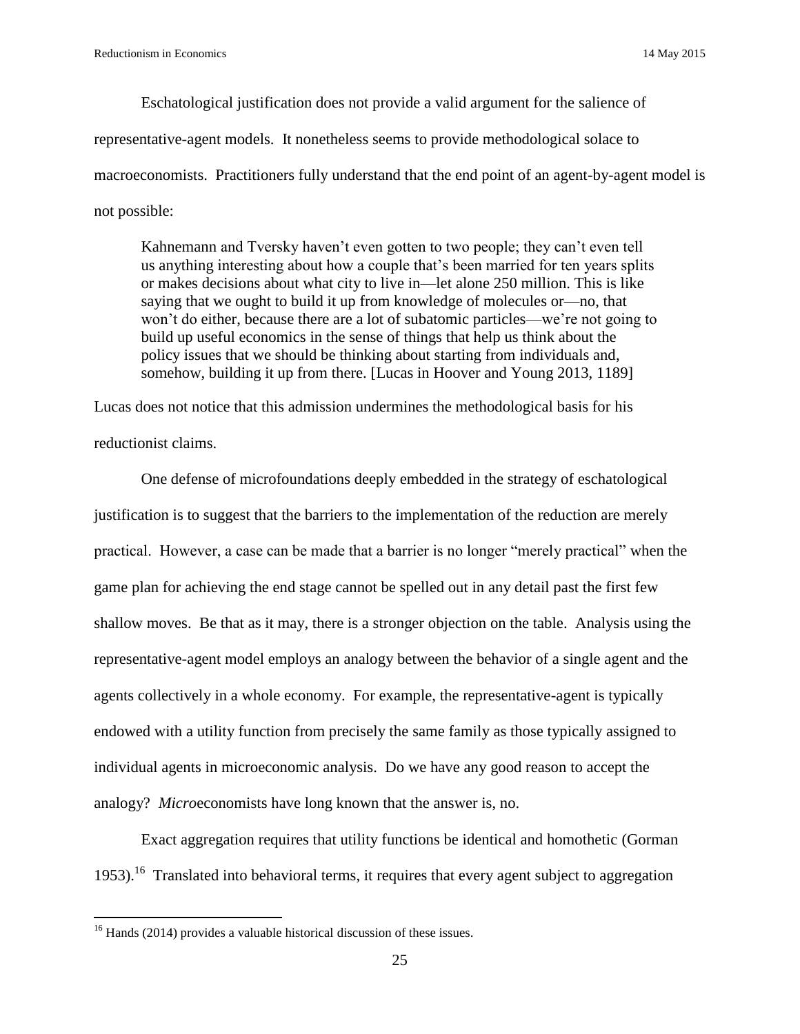Eschatological justification does not provide a valid argument for the salience of representative-agent models. It nonetheless seems to provide methodological solace to macroeconomists. Practitioners fully understand that the end point of an agent-by-agent model is not possible:

> Kahnemann and Tversky haven't even gotten to two people; they can't even tell us anything interesting about how a couple that's been married for ten years splits or makes decisions about what city to live in—let alone 250 million. This is like saying that we ought to build it up from knowledge of molecules or—no, that won't do either, because there are a lot of subatomic particles—we're not going to build up useful economics in the sense of things that help us think about the policy issues that we should be thinking about starting from individuals and, somehow, building it up from there. [Lucas in Hoover and Young 2013, 1189]

Lucas does not notice that this admission undermines the methodological basis for his reductionist claims.

One defense of microfoundations deeply embedded in the strategy of eschatological justification is to suggest that the barriers to the implementation of the reduction are merely practical. However, a case can be made that a barrier is no longer "merely practical" when the game plan for achieving the end stage cannot be spelled out in any detail past the first few shallow moves. Be that as it may, there is a stronger objection on the table. Analysis using the representative-agent model employs an analogy between the behavior of a single agent and the agents collectively in a whole economy. For example, the representative-agent is typically endowed with a utility function from precisely the same family as those typically assigned to individual agents in microeconomic analysis. Do we have any good reason to accept the analogy? *Micro*economists have long known that the answer is, no.

Exact aggregation requires that utility functions be identical and homothetic (Gorman 1953).[16] Translated into behavioral terms, it requires that every agent subject to aggregation

[16] Hands (2014) provides a valuable historical discussion of these issues.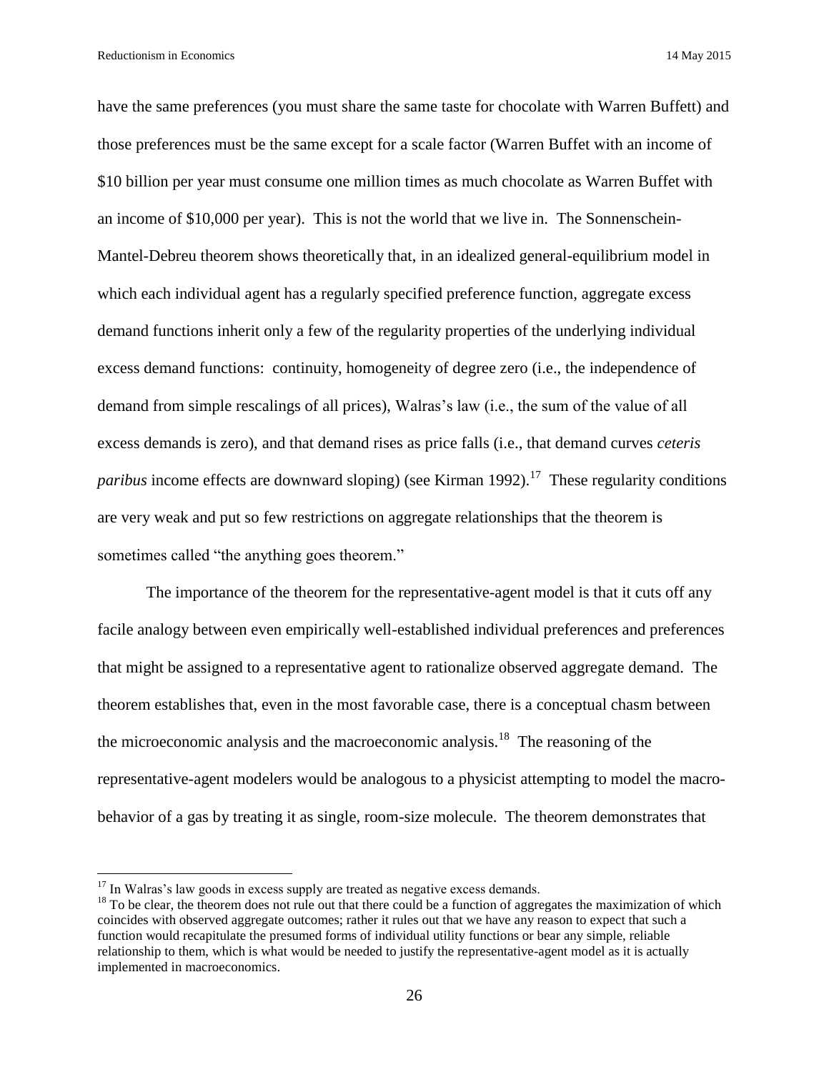have the same preferences (you must share the same taste for chocolate with Warren Buffett) and those preferences must be the same except for a scale factor (Warren Buffet with an income of \$10 billion per year must consume one million times as much chocolate as Warren Buffet with an income of \$10,000 per year). This is not the world that we live in. The Sonnenschein-Mantel-Debreu theorem shows theoretically that, in an idealized general-equilibrium model in which each individual agent has a regularly specified preference function, aggregate excess demand functions inherit only a few of the regularity properties of the underlying individual excess demand functions: continuity, homogeneity of degree zero (i.e., the independence of demand from simple rescalings of all prices), Walras's law (i.e., the sum of the value of all excess demands is zero), and that demand rises as price falls (i.e., that demand curves *ceteris paribus* income effects are downward sloping) (see Kirman 1992).[17] These regularity conditions are very weak and put so few restrictions on aggregate relationships that the theorem is sometimes called "the anything goes theorem."

The importance of the theorem for the representative-agent model is that it cuts off any facile analogy between even empirically well-established individual preferences and preferences that might be assigned to a representative agent to rationalize observed aggregate demand. The theorem establishes that, even in the most favorable case, there is a conceptual chasm between the microeconomic analysis and the macroeconomic analysis.[18] The reasoning of the representative-agent modelers would be analogous to a physicist attempting to model the macro-behavior of a gas by treating it as single, room-size molecule. The theorem demonstrates that

---

[17] In Walras's law goods in excess supply are treated as negative excess demands.

[18] To be clear, the theorem does not rule out that there could be a function of aggregates the maximization of which coincides with observed aggregate outcomes; rather it rules out that we have any reason to expect that such a function would recapitulate the presumed forms of individual utility functions or bear any simple, reliable relationship to them, which is what would be needed to justify the representative-agent model as it is actually implemented in macroeconomics.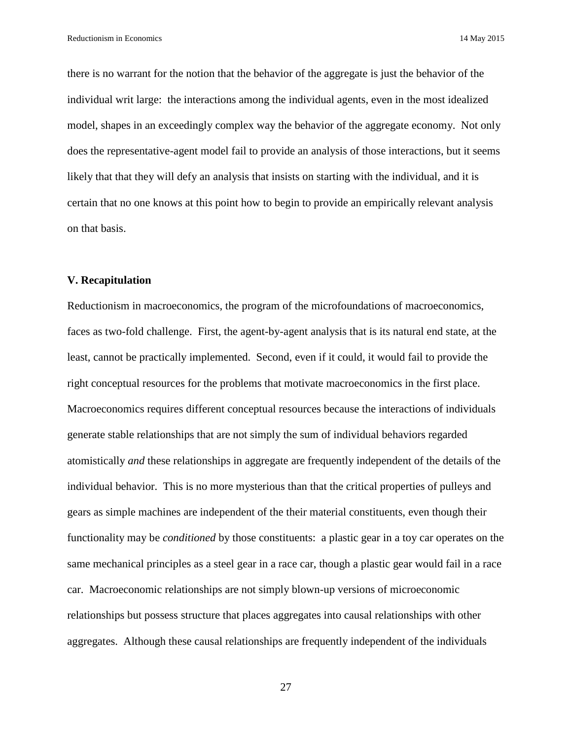there is no warrant for the notion that the behavior of the aggregate is just the behavior of the individual writ large: the interactions among the individual agents, even in the most idealized model, shapes in an exceedingly complex way the behavior of the aggregate economy. Not only does the representative-agent model fail to provide an analysis of those interactions, but it seems likely that that they will defy an analysis that insists on starting with the individual, and it is certain that no one knows at this point how to begin to provide an empirically relevant analysis on that basis.

## V. Recapitulation

Reductionism in macroeconomics, the program of the microfoundations of macroeconomics, faces as two-fold challenge. First, the agent-by-agent analysis that is its natural end state, at the least, cannot be practically implemented. Second, even if it could, it would fail to provide the right conceptual resources for the problems that motivate macroeconomics in the first place. Macroeconomics requires different conceptual resources because the interactions of individuals generate stable relationships that are not simply the sum of individual behaviors regarded atomistically *and* these relationships in aggregate are frequently independent of the details of the individual behavior. This is no more mysterious than that the critical properties of pulleys and gears as simple machines are independent of the their material constituents, even though their functionality may be *conditioned* by those constituents: a plastic gear in a toy car operates on the same mechanical principles as a steel gear in a race car, though a plastic gear would fail in a race car. Macroeconomic relationships are not simply blown-up versions of microeconomic relationships but possess structure that places aggregates into causal relationships with other aggregates. Although these causal relationships are frequently independent of the individuals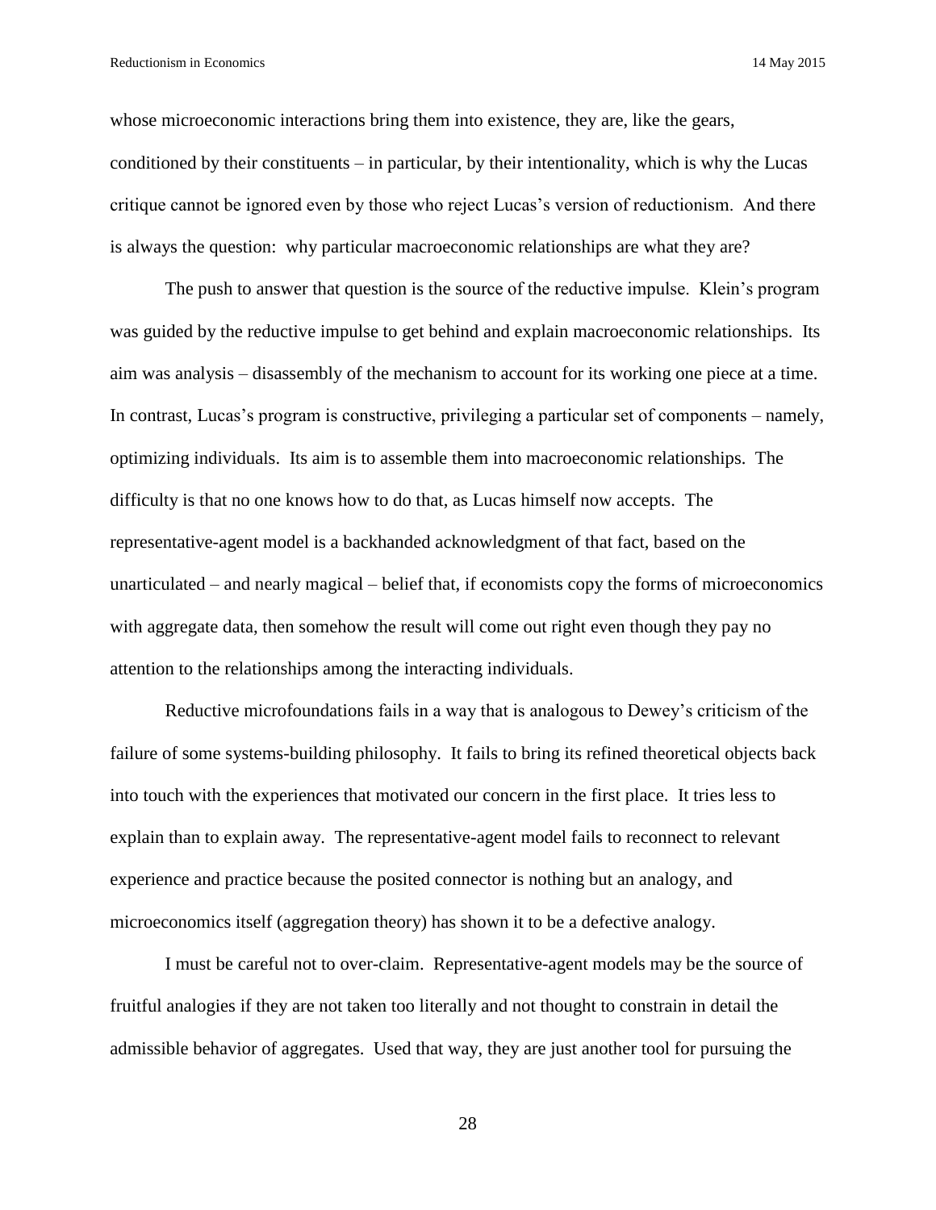whose microeconomic interactions bring them into existence, they are, like the gears, conditioned by their constituents – in particular, by their intentionality, which is why the Lucas critique cannot be ignored even by those who reject Lucas's version of reductionism. And there is always the question: why particular macroeconomic relationships are what they are?

The push to answer that question is the source of the reductive impulse. Klein's program was guided by the reductive impulse to get behind and explain macroeconomic relationships. Its aim was analysis – disassembly of the mechanism to account for its working one piece at a time. In contrast, Lucas's program is constructive, privileging a particular set of components – namely, optimizing individuals. Its aim is to assemble them into macroeconomic relationships. The difficulty is that no one knows how to do that, as Lucas himself now accepts. The representative-agent model is a backhanded acknowledgment of that fact, based on the unarticulated – and nearly magical – belief that, if economists copy the forms of microeconomics with aggregate data, then somehow the result will come out right even though they pay no attention to the relationships among the interacting individuals.

Reductive microfoundations fails in a way that is analogous to Dewey's criticism of the failure of some systems-building philosophy. It fails to bring its refined theoretical objects back into touch with the experiences that motivated our concern in the first place. It tries less to explain than to explain away. The representative-agent model fails to reconnect to relevant experience and practice because the posited connector is nothing but an analogy, and microeconomics itself (aggregation theory) has shown it to be a defective analogy.

I must be careful not to over-claim. Representative-agent models may be the source of fruitful analogies if they are not taken too literally and not thought to constrain in detail the admissible behavior of aggregates. Used that way, they are just another tool for pursuing the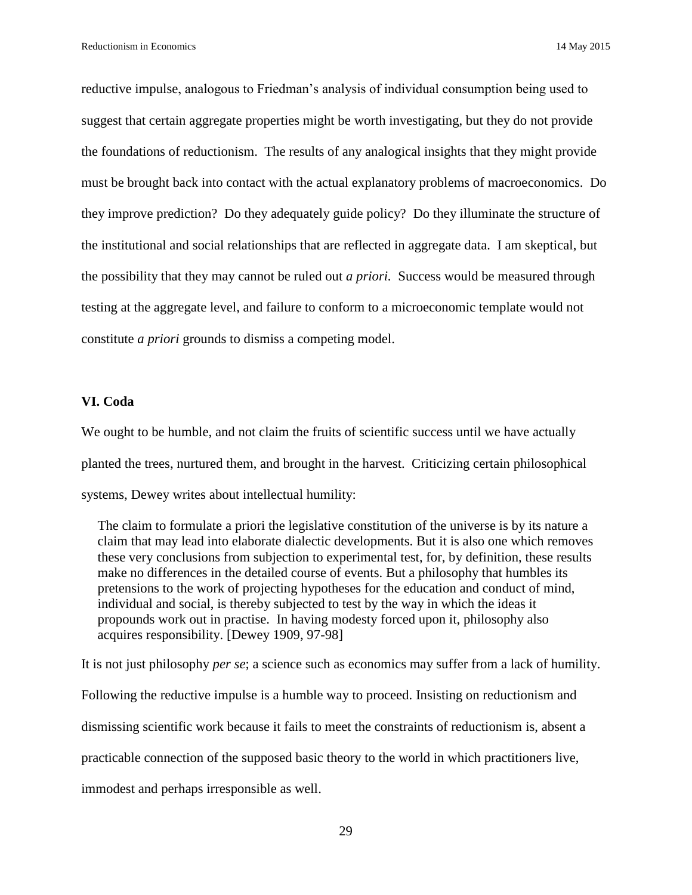reductive impulse, analogous to Friedman's analysis of individual consumption being used to suggest that certain aggregate properties might be worth investigating, but they do not provide the foundations of reductionism. The results of any analogical insights that they might provide must be brought back into contact with the actual explanatory problems of macroeconomics. Do they improve prediction? Do they adequately guide policy? Do they illuminate the structure of the institutional and social relationships that are reflected in aggregate data. I am skeptical, but the possibility that they may cannot be ruled out *a priori.* Success would be measured through testing at the aggregate level, and failure to conform to a microeconomic template would not constitute *a priori* grounds to dismiss a competing model.

## VI. Coda

We ought to be humble, and not claim the fruits of scientific success until we have actually planted the trees, nurtured them, and brought in the harvest. Criticizing certain philosophical systems, Dewey writes about intellectual humility:

> The claim to formulate a priori the legislative constitution of the universe is by its nature a claim that may lead into elaborate dialectic developments. But it is also one which removes these very conclusions from subjection to experimental test, for, by definition, these results make no differences in the detailed course of events. But a philosophy that humbles its pretensions to the work of projecting hypotheses for the education and conduct of mind, individual and social, is thereby subjected to test by the way in which the ideas it propounds work out in practise. In having modesty forced upon it, philosophy also acquires responsibility. [Dewey 1909, 97-98]

It is not just philosophy *per se*; a science such as economics may suffer from a lack of humility. Following the reductive impulse is a humble way to proceed. Insisting on reductionism and dismissing scientific work because it fails to meet the constraints of reductionism is, absent a practicable connection of the supposed basic theory to the world in which practitioners live, immodest and perhaps irresponsible as well.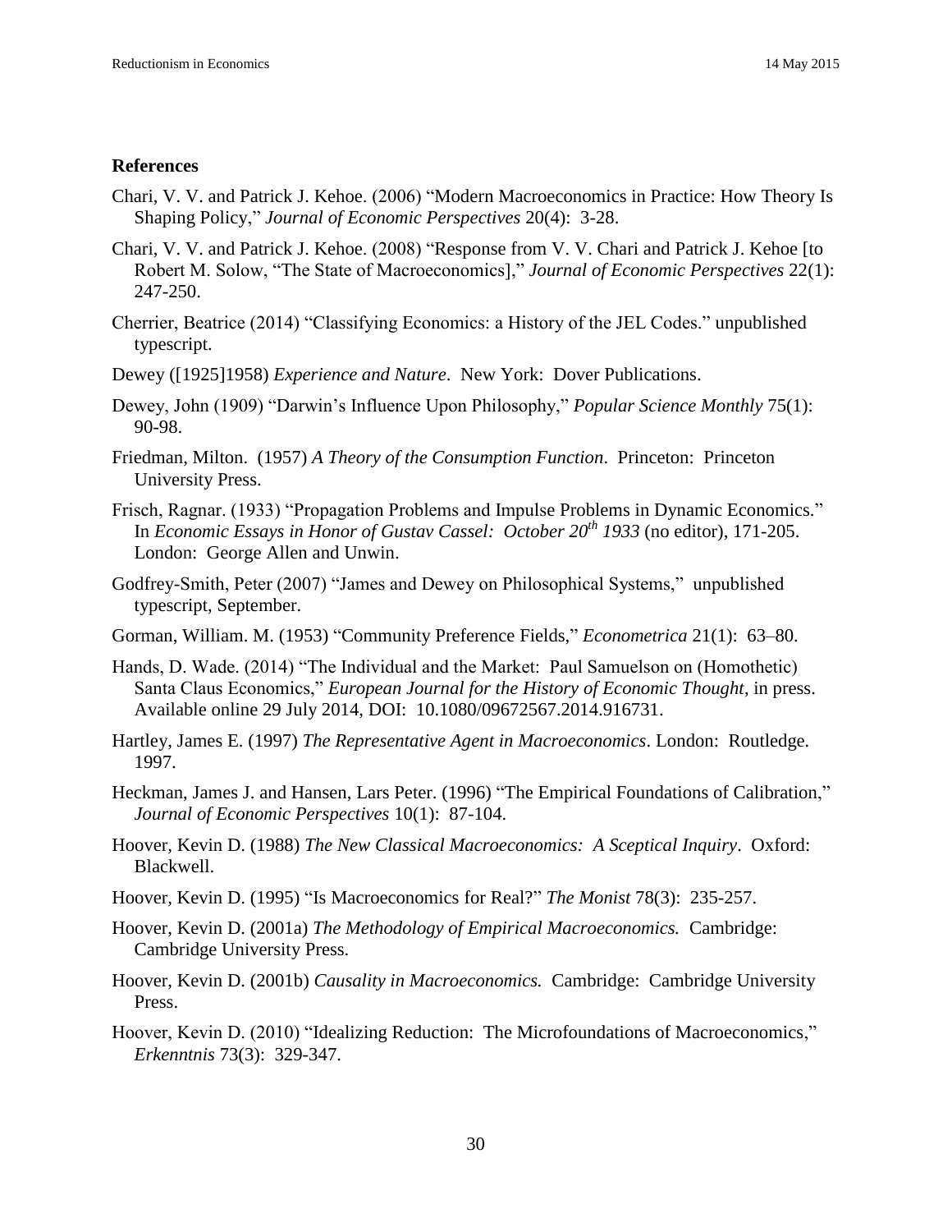## References

Chari, V. V. and Patrick J. Kehoe. (2006) "Modern Macroeconomics in Practice: How Theory Is Shaping Policy," *Journal of Economic Perspectives* 20(4): 3-28.

Chari, V. V. and Patrick J. Kehoe. (2008) "Response from V. V. Chari and Patrick J. Kehoe [to Robert M. Solow, "The State of Macroeconomics]," *Journal of Economic Perspectives* 22(1): 247-250.

Cherrier, Beatrice (2014) "Classifying Economics: a History of the JEL Codes." unpublished typescript.

Dewey ([1925]1958) *Experience and Nature*. New York: Dover Publications.

Dewey, John (1909) "Darwin's Influence Upon Philosophy," *Popular Science Monthly* 75(1): 90-98.

Friedman, Milton. (1957) *A Theory of the Consumption Function*. Princeton: Princeton University Press.

Frisch, Ragnar. (1933) "Propagation Problems and Impulse Problems in Dynamic Economics." In *Economic Essays in Honor of Gustav Cassel: October 20th 1933* (no editor), 171-205. London: George Allen and Unwin.

Godfrey-Smith, Peter (2007) "James and Dewey on Philosophical Systems," unpublished typescript, September.

Gorman, William. M. (1953) "Community Preference Fields," *Econometrica* 21(1): 63–80.

Hands, D. Wade. (2014) "The Individual and the Market: Paul Samuelson on (Homothetic) Santa Claus Economics," *European Journal for the History of Economic Thought*, in press. Available online 29 July 2014, DOI: 10.1080/09672567.2014.916731.

Hartley, James E. (1997) *The Representative Agent in Macroeconomics*. London: Routledge. 1997.

Heckman, James J. and Hansen, Lars Peter. (1996) "The Empirical Foundations of Calibration," *Journal of Economic Perspectives* 10(1): 87-104.

Hoover, Kevin D. (1988) *The New Classical Macroeconomics: A Sceptical Inquiry*. Oxford: Blackwell.

Hoover, Kevin D. (1995) "Is Macroeconomics for Real?" *The Monist* 78(3): 235-257.

Hoover, Kevin D. (2001a) *The Methodology of Empirical Macroeconomics.* Cambridge: Cambridge University Press.

Hoover, Kevin D. (2001b) *Causality in Macroeconomics.* Cambridge: Cambridge University Press.

Hoover, Kevin D. (2010) "Idealizing Reduction: The Microfoundations of Macroeconomics," *Erkenntnis* 73(3): 329-347.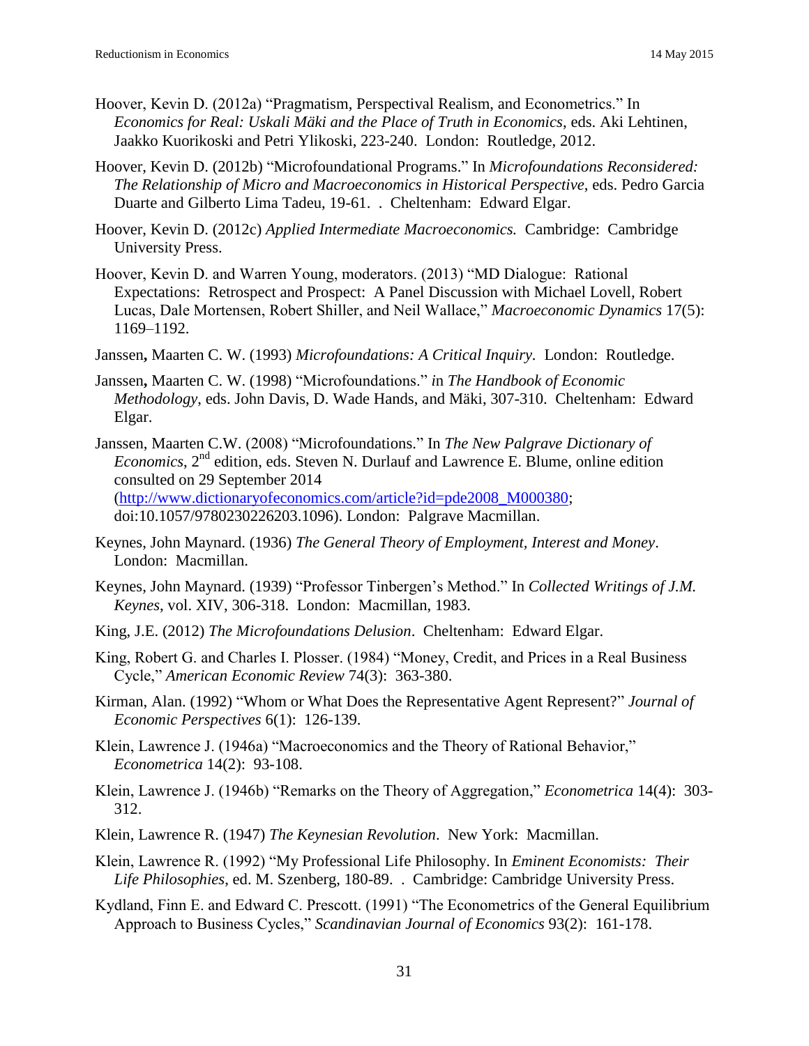Hoover, Kevin D. (2012a) "Pragmatism, Perspectival Realism, and Econometrics." In *Economics for Real: Uskali Mäki and the Place of Truth in Economics*, eds. Aki Lehtinen, Jaakko Kuorikoski and Petri Ylikoski, 223-240. London: Routledge, 2012.

Hoover, Kevin D. (2012b) "Microfoundational Programs." In *Microfoundations Reconsidered: The Relationship of Micro and Macroeconomics in Historical Perspective*, eds. Pedro Garcia Duarte and Gilberto Lima Tadeu, 19-61. . Cheltenham: Edward Elgar.

Hoover, Kevin D. (2012c) *Applied Intermediate Macroeconomics.* Cambridge: Cambridge University Press.

Hoover, Kevin D. and Warren Young, moderators. (2013) "MD Dialogue: Rational Expectations: Retrospect and Prospect: A Panel Discussion with Michael Lovell, Robert Lucas, Dale Mortensen, Robert Shiller, and Neil Wallace," *Macroeconomic Dynamics* 17(5): 1169–1192.

Janssen**,** Maarten C. W. (1993) *Microfoundations: A Critical Inquiry*. London: Routledge.

Janssen**,** Maarten C. W. (1998) "Microfoundations." *in The Handbook of Economic Methodology*, eds. John Davis, D. Wade Hands, and Mäki, 307-310. Cheltenham: Edward Elgar.

Janssen, Maarten C.W. (2008) "Microfoundations." In *The New Palgrave Dictionary of Economics*, 2nd edition, eds. Steven N. Durlauf and Lawrence E. Blume, online edition consulted on 29 September 2014 (http://www.dictionaryofeconomics.com/article?id=pde2008_M000380; doi:10.1057/9780230226203.1096). London: Palgrave Macmillan.

Keynes, John Maynard. (1936) *The General Theory of Employment, Interest and Money*. London: Macmillan.

Keynes, John Maynard. (1939) "Professor Tinbergen's Method." In *Collected Writings of J.M. Keynes*, vol. XIV, 306-318. London: Macmillan, 1983.

King, J.E. (2012) *The Microfoundations Delusion*. Cheltenham: Edward Elgar.

King, Robert G. and Charles I. Plosser. (1984) "Money, Credit, and Prices in a Real Business Cycle," *American Economic Review* 74(3): 363-380.

Kirman, Alan. (1992) "Whom or What Does the Representative Agent Represent?" *Journal of Economic Perspectives* 6(1): 126-139.

Klein, Lawrence J. (1946a) "Macroeconomics and the Theory of Rational Behavior," *Econometrica* 14(2): 93-108.

Klein, Lawrence J. (1946b) "Remarks on the Theory of Aggregation," *Econometrica* 14(4): 303-312.

Klein, Lawrence R. (1947) *The Keynesian Revolution*. New York: Macmillan.

Klein, Lawrence R. (1992) "My Professional Life Philosophy. In *Eminent Economists: Their Life Philosophies*, ed. M. Szenberg, 180-89. . Cambridge: Cambridge University Press.

Kydland, Finn E. and Edward C. Prescott. (1991) "The Econometrics of the General Equilibrium Approach to Business Cycles," *Scandinavian Journal of Economics* 93(2): 161-178.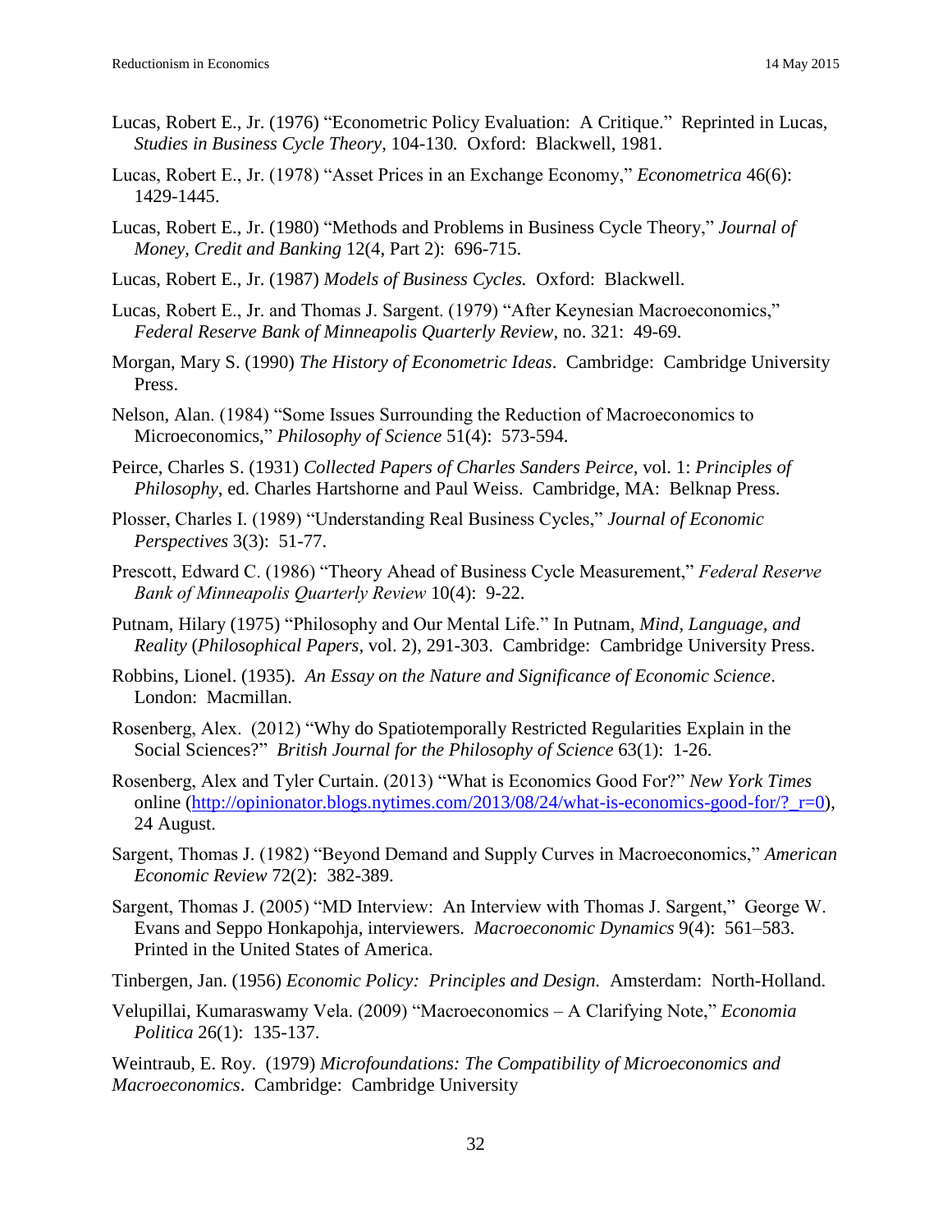Lucas, Robert E., Jr. (1976) "Econometric Policy Evaluation: A Critique." Reprinted in Lucas, *Studies in Business Cycle Theory*, 104-130. Oxford: Blackwell, 1981.

Lucas, Robert E., Jr. (1978) "Asset Prices in an Exchange Economy," *Econometrica* 46(6): 1429-1445.

Lucas, Robert E., Jr. (1980) "Methods and Problems in Business Cycle Theory," *Journal of Money, Credit and Banking* 12(4, Part 2): 696-715.

Lucas, Robert E., Jr. (1987) *Models of Business Cycles.* Oxford: Blackwell.

Lucas, Robert E., Jr. and Thomas J. Sargent. (1979) "After Keynesian Macroeconomics," *Federal Reserve Bank of Minneapolis Quarterly Review*, no. 321: 49-69.

Morgan, Mary S. (1990) *The History of Econometric Ideas*. Cambridge: Cambridge University Press.

Nelson, Alan. (1984) "Some Issues Surrounding the Reduction of Macroeconomics to Microeconomics," *Philosophy of Science* 51(4): 573-594.

Peirce, Charles S. (1931) *Collected Papers of Charles Sanders Peirce*, vol. 1: *Principles of Philosophy*, ed. Charles Hartshorne and Paul Weiss. Cambridge, MA: Belknap Press.

Plosser, Charles I. (1989) "Understanding Real Business Cycles," *Journal of Economic Perspectives* 3(3): 51-77.

Prescott, Edward C. (1986) "Theory Ahead of Business Cycle Measurement," *Federal Reserve Bank of Minneapolis Quarterly Review* 10(4): 9-22.

Putnam, Hilary (1975) "Philosophy and Our Mental Life." In Putnam, *Mind, Language, and Reality* (*Philosophical Papers*, vol. 2), 291-303. Cambridge: Cambridge University Press.

Robbins, Lionel. (1935). *An Essay on the Nature and Significance of Economic Science*. London: Macmillan.

Rosenberg, Alex. (2012) "Why do Spatiotemporally Restricted Regularities Explain in the Social Sciences?" *British Journal for the Philosophy of Science* 63(1): 1-26.

Rosenberg, Alex and Tyler Curtain. (2013) "What is Economics Good For?" *New York Times* online (http://opinionator.blogs.nytimes.com/2013/08/24/what-is-economics-good-for/?_r=0), 24 August.

Sargent, Thomas J. (1982) "Beyond Demand and Supply Curves in Macroeconomics," *American Economic Review* 72(2): 382-389.

Sargent, Thomas J. (2005) "MD Interview: An Interview with Thomas J. Sargent," George W. Evans and Seppo Honkapohja, interviewers. *Macroeconomic Dynamics* 9(4): 561–583. Printed in the United States of America.

Tinbergen, Jan. (1956) *Economic Policy: Principles and Design.* Amsterdam: North-Holland.

Velupillai, Kumaraswamy Vela. (2009) "Macroeconomics – A Clarifying Note," *Economia Politica* 26(1): 135-137.

Weintraub, E. Roy. (1979) *Microfoundations: The Compatibility of Microeconomics and Macroeconomics*. Cambridge: Cambridge University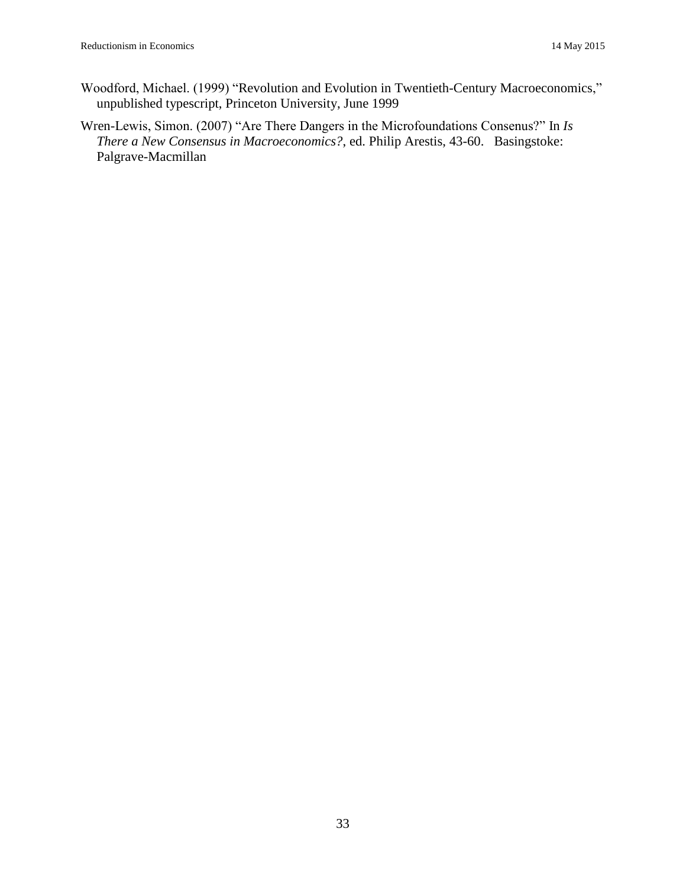Woodford, Michael. (1999) "Revolution and Evolution in Twentieth-Century Macroeconomics," unpublished typescript, Princeton University, June 1999

Wren-Lewis, Simon. (2007) "Are There Dangers in the Microfoundations Consenus?" In *Is There a New Consensus in Macroeconomics?*, ed. Philip Arestis, 43-60. Basingstoke: Palgrave-Macmillan